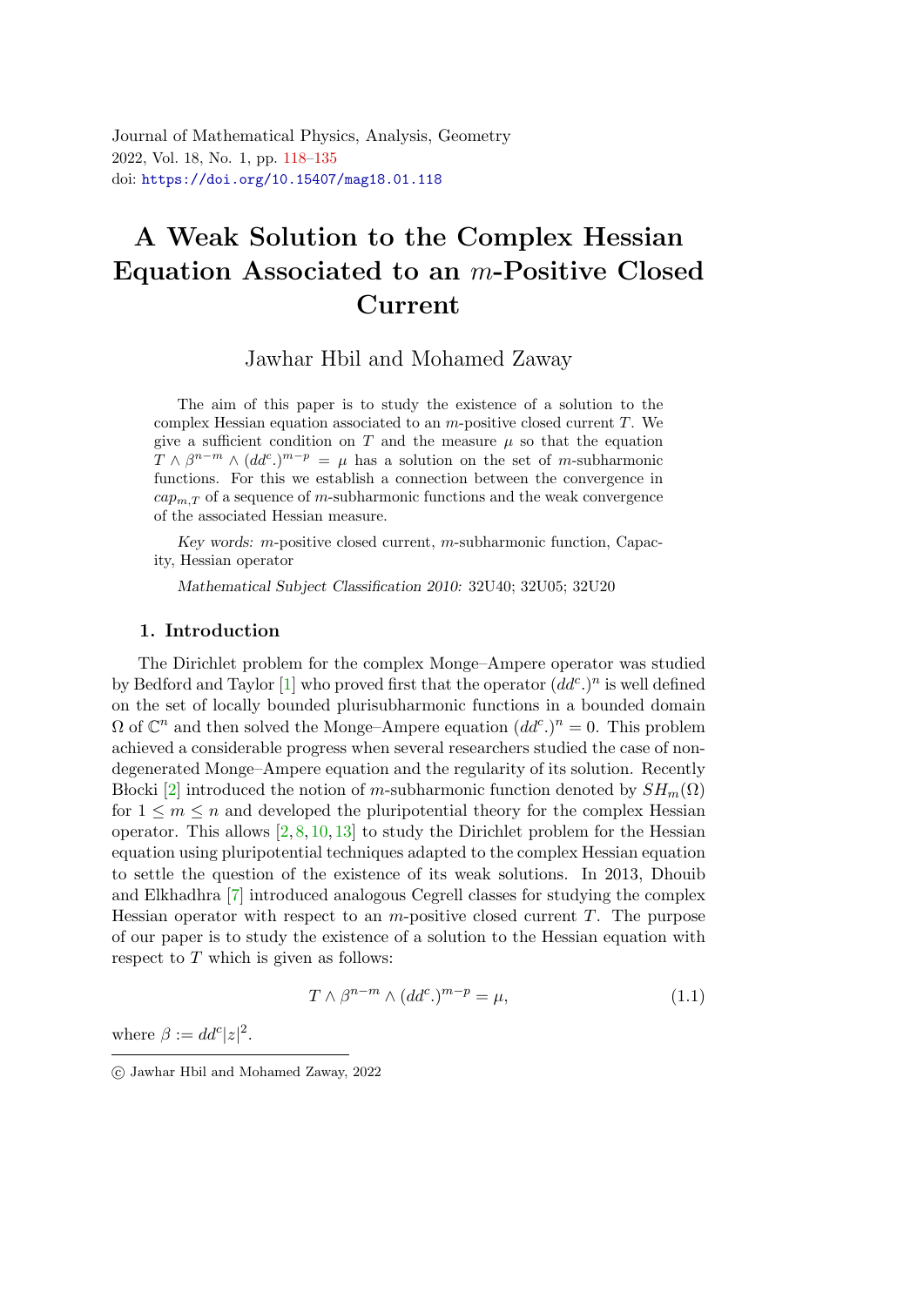Journal of Mathematical Physics, Analysis, Geometry
2022, Vol. 18, No. 1, pp. 118–135
doi: https://doi.org/10.15407/mag18.01.118

# A Weak Solution to the Complex Hessian Equation Associated to an $m$-Positive Closed Current

Jawhar Hbil and Mohamed Zaway

The aim of this paper is to study the existence of a solution to the complex Hessian equation associated to an $m$-positive closed current $T$. We give a sufficient condition on $T$ and the measure $\mu$ so that the equation $T \wedge \beta^{n-m} \wedge (dd^c.)^{m-p} = \mu$ has a solution on the set of $m$-subharmonic functions. For this we establish a connection between the convergence in $cap_{m,T}$ of a sequence of $m$-subharmonic functions and the weak convergence of the associated Hessian measure.

*Key words:* $m$-positive closed current, $m$-subharmonic function, Capacity, Hessian operator

*Mathematical Subject Classification 2010:* 32U40; 32U05; 32U20

## 1. Introduction

The Dirichlet problem for the complex Monge–Ampere operator was studied by Bedford and Taylor [1] who proved first that the operator $(dd^c.)^n$ is well defined on the set of locally bounded plurisubharmonic functions in a bounded domain $\Omega$ of $\mathbb{C}^n$ and then solved the Monge–Ampere equation $(dd^c.)^n = 0$. This problem achieved a considerable progress when several researchers studied the case of non-degenerated Monge–Ampere equation and the regularity of its solution. Recently Błocki [2] introduced the notion of $m$-subharmonic function denoted by $SH_m(\Omega)$ for $1 \leq m \leq n$ and developed the pluripotential theory for the complex Hessian operator. This allows [2, 8, 10, 13] to study the Dirichlet problem for the Hessian equation using pluripotential techniques adapted to the complex Hessian equation to settle the question of the existence of its weak solutions. In 2013, Dhouib and Elkhadhra [7] introduced analogous Cegrell classes for studying the complex Hessian operator with respect to an $m$-positive closed current $T$. The purpose of our paper is to study the existence of a solution to the Hessian equation with respect to $T$ which is given as follows:

$$T \wedge \beta^{n-m} \wedge (dd^c.)^{m-p} = \mu, \tag{1.1}$$

where $\beta := dd^c|z|^2$.

© Jawhar Hbil and Mohamed Zaway, 2022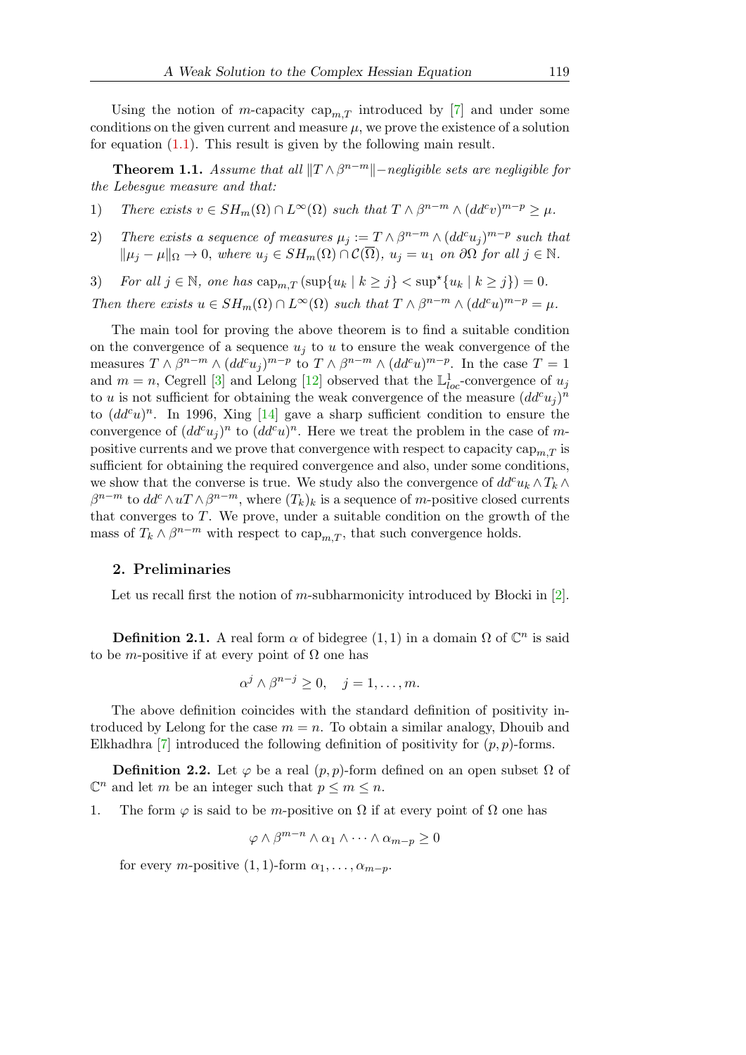Using the notion of $m$-capacity $\text{cap}_{m,T}$ introduced by [7] and under some conditions on the given current and measure $\mu$, we prove the existence of a solution for equation (1.1). This result is given by the following main result.

**Theorem 1.1.** *Assume that all $\|T \wedge \beta^{n-m}\|$−negligible sets are negligible for the Lebesgue measure and that:*

1) *There exists $v \in SH_m(\Omega) \cap L^\infty(\Omega)$ such that $T \wedge \beta^{n-m} \wedge (dd^c v)^{m-p} \geq \mu$.*

2) *There exists a sequence of measures $\mu_j := T \wedge \beta^{n-m} \wedge (dd^c u_j)^{m-p}$ such that $\|\mu_j - \mu\|_\Omega \to 0$, where $u_j \in SH_m(\Omega) \cap \mathcal{C}(\overline{\Omega})$, $u_j = u_1$ on $\partial\Omega$ for all $j \in \mathbb{N}$.*

3) *For all $j \in \mathbb{N}$, one has $\text{cap}_{m,T}(\sup\{u_k \mid k \geq j\} < \sup^\star\{u_k \mid k \geq j\}) = 0$.*

*Then there exists $u \in SH_m(\Omega) \cap L^\infty(\Omega)$ such that $T \wedge \beta^{n-m} \wedge (dd^c u)^{m-p} = \mu$.*

The main tool for proving the above theorem is to find a suitable condition on the convergence of a sequence $u_j$ to $u$ to ensure the weak convergence of the measures $T \wedge \beta^{n-m} \wedge (dd^c u_j)^{m-p}$ to $T \wedge \beta^{n-m} \wedge (dd^c u)^{m-p}$. In the case $T = 1$ and $m = n$, Cegrell [3] and Lelong [12] observed that the $\mathbb{L}^1_{loc}$-convergence of $u_j$ to $u$ is not sufficient for obtaining the weak convergence of the measure $(dd^c u_j)^n$ to $(dd^c u)^n$. In 1996, Xing [14] gave a sharp sufficient condition to ensure the convergence of $(dd^c u_j)^n$ to $(dd^c u)^n$. Here we treat the problem in the case of $m$-positive currents and we prove that convergence with respect to capacity $\text{cap}_{m,T}$ is sufficient for obtaining the required convergence and also, under some conditions, we show that the converse is true. We study also the convergence of $dd^c u_k \wedge T_k \wedge \beta^{n-m}$ to $dd^c \wedge uT \wedge \beta^{n-m}$, where $(T_k)_k$ is a sequence of $m$-positive closed currents that converges to $T$. We prove, under a suitable condition on the growth of the mass of $T_k \wedge \beta^{n-m}$ with respect to $\text{cap}_{m,T}$, that such convergence holds.

## 2. Preliminaries

Let us recall first the notion of $m$-subharmonicity introduced by Błocki in [2].

**Definition 2.1.** A real form $\alpha$ of bidegree $(1,1)$ in a domain $\Omega$ of $\mathbb{C}^n$ is said to be $m$-positive if at every point of $\Omega$ one has

$$\alpha^j \wedge \beta^{n-j} \geq 0, \quad j = 1, \dots, m.$$

The above definition coincides with the standard definition of positivity introduced by Lelong for the case $m = n$. To obtain a similar analogy, Dhouib and Elkhadhra [7] introduced the following definition of positivity for $(p,p)$-forms.

**Definition 2.2.** Let $\varphi$ be a real $(p,p)$-form defined on an open subset $\Omega$ of $\mathbb{C}^n$ and let $m$ be an integer such that $p \leq m \leq n$.

1. The form $\varphi$ is said to be $m$-positive on $\Omega$ if at every point of $\Omega$ one has

$$\varphi \wedge \beta^{m-n} \wedge \alpha_1 \wedge \dots \wedge \alpha_{m-p} \geq 0$$

for every $m$-positive $(1,1)$-form $\alpha_1, \dots, \alpha_{m-p}$.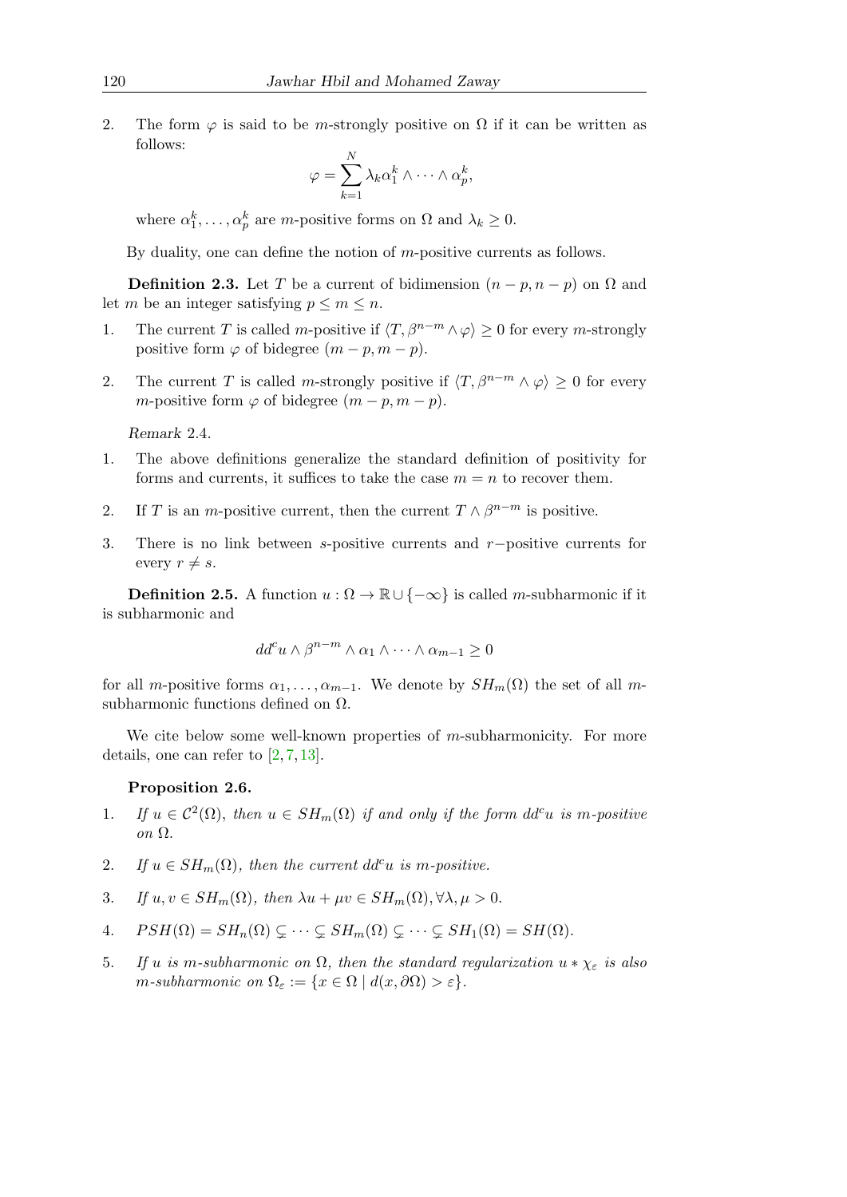2. The form $\varphi$ is said to be $m$-strongly positive on $\Omega$ if it can be written as follows:

$$\varphi = \sum_{k=1}^{N} \lambda_k \alpha_1^k \wedge \cdots \wedge \alpha_p^k,$$

where $\alpha_1^k, \ldots, \alpha_p^k$ are $m$-positive forms on $\Omega$ and $\lambda_k \geq 0$.

By duality, one can define the notion of $m$-positive currents as follows.

**Definition 2.3.** Let $T$ be a current of bidimension $(n-p, n-p)$ on $\Omega$ and let $m$ be an integer satisfying $p \leq m \leq n$.

1. The current $T$ is called $m$-positive if $\langle T, \beta^{n-m} \wedge \varphi \rangle \geq 0$ for every $m$-strongly positive form $\varphi$ of bidegree $(m-p, m-p)$.

2. The current $T$ is called $m$-strongly positive if $\langle T, \beta^{n-m} \wedge \varphi \rangle \geq 0$ for every $m$-positive form $\varphi$ of bidegree $(m-p, m-p)$.

*Remark* 2.4.

1. The above definitions generalize the standard definition of positivity for forms and currents, it suffices to take the case $m = n$ to recover them.

2. If $T$ is an $m$-positive current, then the current $T \wedge \beta^{n-m}$ is positive.

3. There is no link between $s$-positive currents and $r-$positive currents for every $r \neq s$.

**Definition 2.5.** A function $u : \Omega \to \mathbb{R} \cup \{-\infty\}$ is called $m$-subharmonic if it is subharmonic and

$$dd^c u \wedge \beta^{n-m} \wedge \alpha_1 \wedge \cdots \wedge \alpha_{m-1} \geq 0$$

for all $m$-positive forms $\alpha_1, \ldots, \alpha_{m-1}$. We denote by $SH_m(\Omega)$ the set of all $m$-subharmonic functions defined on $\Omega$.

We cite below some well-known properties of $m$-subharmonicity. For more details, one can refer to [2, 7, 13].

**Proposition 2.6.**

1. *If $u \in \mathcal{C}^2(\Omega)$, then $u \in SH_m(\Omega)$ if and only if the form $dd^c u$ is $m$-positive on $\Omega$.*

2. *If $u \in SH_m(\Omega)$, then the current $dd^c u$ is $m$-positive.*

3. *If $u, v \in SH_m(\Omega)$, then $\lambda u + \mu v \in SH_m(\Omega), \forall \lambda, \mu > 0$.*

4. $PSH(\Omega) = SH_n(\Omega) \subsetneq \cdots \subsetneq SH_m(\Omega) \subsetneq \cdots \subsetneq SH_1(\Omega) = SH(\Omega)$.

5. *If $u$ is $m$-subharmonic on $\Omega$, then the standard regularization $u * \chi_\varepsilon$ is also $m$-subharmonic on $\Omega_\varepsilon := \{x \in \Omega \mid d(x, \partial\Omega) > \varepsilon\}$.*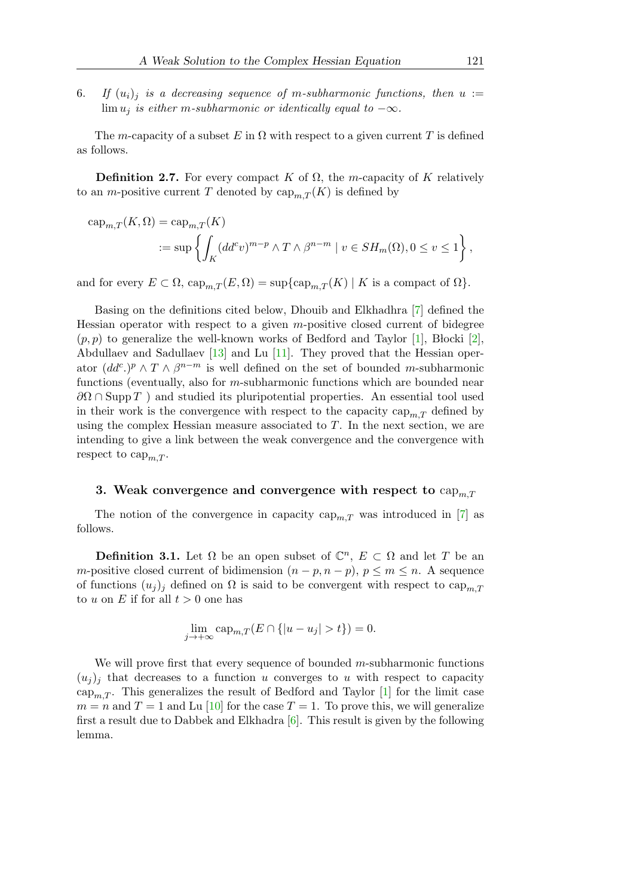6. *If $(u_i)_j$ is a decreasing sequence of $m$-subharmonic functions, then $u := \lim u_j$ is either $m$-subharmonic or identically equal to $-\infty$.*

The $m$-capacity of a subset $E$ in $\Omega$ with respect to a given current $T$ is defined as follows.

**Definition 2.7.** For every compact $K$ of $\Omega$, the $m$-capacity of $K$ relatively to an $m$-positive current $T$ denoted by $\mathrm{cap}_{m,T}(K)$ is defined by

$$\begin{aligned}\mathrm{cap}_{m,T}(K,\Omega) &= \mathrm{cap}_{m,T}(K) \\ &:= \sup\left\{ \int_K (dd^c v)^{m-p} \wedge T \wedge \beta^{n-m} \mid v \in SH_m(\Omega), 0 \le v \le 1 \right\},\end{aligned}$$

and for every $E \subset \Omega$, $\mathrm{cap}_{m,T}(E,\Omega) = \sup\{\mathrm{cap}_{m,T}(K) \mid K \text{ is a compact of } \Omega\}$.

Basing on the definitions cited below, Dhouib and Elkhadhra [7] defined the Hessian operator with respect to a given $m$-positive closed current of bidegree $(p,p)$ to generalize the well-known works of Bedford and Taylor [1], Błocki [2], Abdullaev and Sadullaev [13] and Lu [11]. They proved that the Hessian operator $(dd^c.)^p \wedge T \wedge \beta^{n-m}$ is well defined on the set of bounded $m$-subharmonic functions (eventually, also for $m$-subharmonic functions which are bounded near $\partial\Omega \cap \mathrm{Supp}\, T$ ) and studied its pluripotential properties. An essential tool used in their work is the convergence with respect to the capacity $\mathrm{cap}_{m,T}$ defined by using the complex Hessian measure associated to $T$. In the next section, we are intending to give a link between the weak convergence and the convergence with respect to $\mathrm{cap}_{m,T}$.

## 3. Weak convergence and convergence with respect to $\mathrm{cap}_{m,T}$

The notion of the convergence in capacity $\mathrm{cap}_{m,T}$ was introduced in [7] as follows.

**Definition 3.1.** Let $\Omega$ be an open subset of $\mathbb{C}^n$, $E \subset \Omega$ and let $T$ be an $m$-positive closed current of bidimension $(n-p, n-p)$, $p \le m \le n$. A sequence of functions $(u_j)_j$ defined on $\Omega$ is said to be convergent with respect to $\mathrm{cap}_{m,T}$ to $u$ on $E$ if for all $t > 0$ one has

$$\lim_{j\to+\infty} \mathrm{cap}_{m,T}(E \cap \{|u - u_j| > t\}) = 0.$$

We will prove first that every sequence of bounded $m$-subharmonic functions $(u_j)_j$ that decreases to a function $u$ converges to $u$ with respect to capacity $\mathrm{cap}_{m,T}$. This generalizes the result of Bedford and Taylor [1] for the limit case $m = n$ and $T = 1$ and Lu [10] for the case $T = 1$. To prove this, we will generalize first a result due to Dabbek and Elkhadra [6]. This result is given by the following lemma.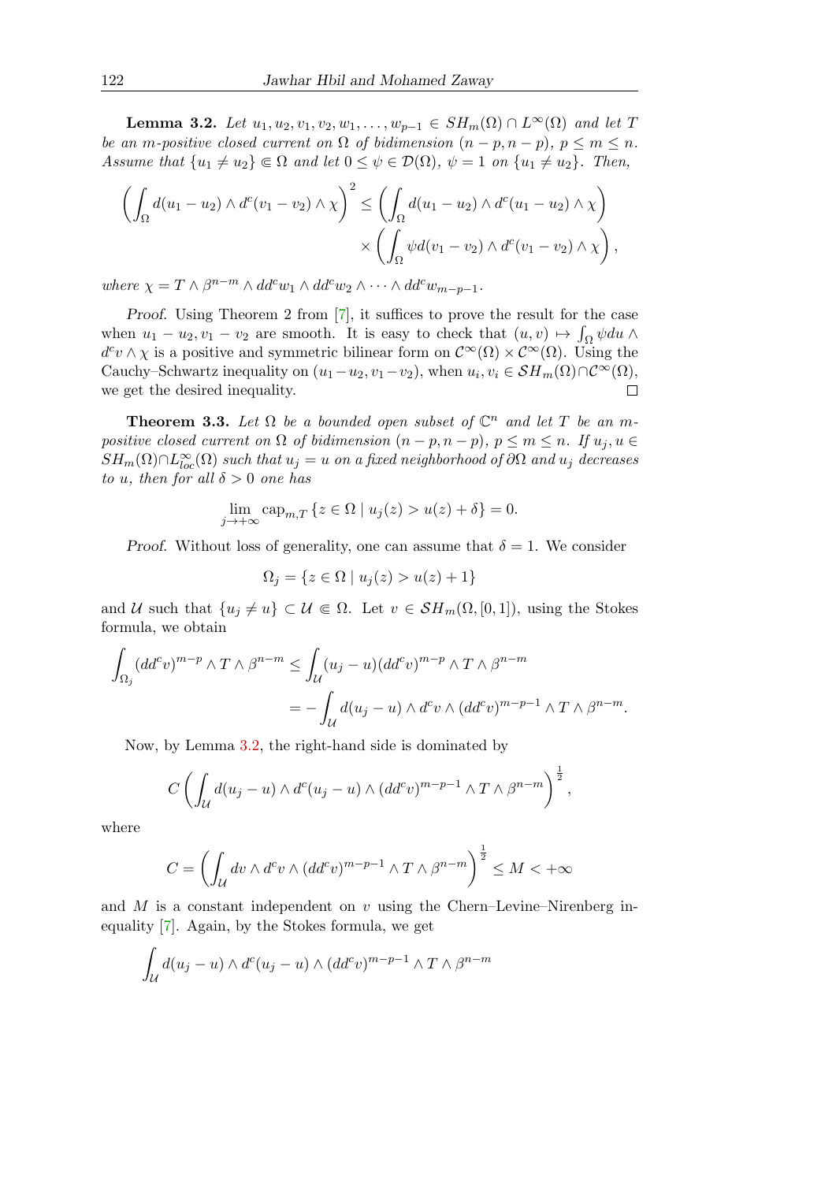**Lemma 3.2.** *Let $u_1, u_2, v_1, v_2, w_1, \dots, w_{p-1} \in SH_m(\Omega) \cap L^\infty(\Omega)$ and let $T$ be an $m$-positive closed current on $\Omega$ of bidimension $(n-p, n-p)$, $p \le m \le n$. Assume that $\{u_1 \neq u_2\} \Subset \Omega$ and let $0 \le \psi \in \mathcal{D}(\Omega)$, $\psi = 1$ on $\{u_1 \neq u_2\}$. Then,*

$$\left(\int_\Omega d(u_1 - u_2) \wedge d^c(v_1 - v_2) \wedge \chi\right)^2 \le \left(\int_\Omega d(u_1 - u_2) \wedge d^c(u_1 - u_2) \wedge \chi\right) \times \left(\int_\Omega \psi d(v_1 - v_2) \wedge d^c(v_1 - v_2) \wedge \chi\right),$$

*where $\chi = T \wedge \beta^{n-m} \wedge dd^c w_1 \wedge dd^c w_2 \wedge \cdots \wedge dd^c w_{m-p-1}$.*

*Proof.* Using Theorem 2 from [7], it suffices to prove the result for the case when $u_1 - u_2, v_1 - v_2$ are smooth. It is easy to check that $(u, v) \mapsto \int_\Omega \psi du \wedge d^c v \wedge \chi$ is a positive and symmetric bilinear form on $\mathcal{C}^\infty(\Omega) \times \mathcal{C}^\infty(\Omega)$. Using the Cauchy–Schwartz inequality on $(u_1 - u_2, v_1 - v_2)$, when $u_i, v_i \in \mathcal{S}H_m(\Omega) \cap \mathcal{C}^\infty(\Omega)$, we get the desired inequality. $\square$

**Theorem 3.3.** *Let $\Omega$ be a bounded open subset of $\mathbb{C}^n$ and let $T$ be an $m$-positive closed current on $\Omega$ of bidimension $(n-p, n-p)$, $p \le m \le n$. If $u_j, u \in SH_m(\Omega) \cap L^\infty_{loc}(\Omega)$ such that $u_j = u$ on a fixed neighborhood of $\partial\Omega$ and $u_j$ decreases to $u$, then for all $\delta > 0$ one has*

$$\lim_{j \to +\infty} \operatorname{cap}_{m,T} \{z \in \Omega \mid u_j(z) > u(z) + \delta\} = 0.$$

*Proof.* Without loss of generality, one can assume that $\delta = 1$. We consider

$$\Omega_j = \{z \in \Omega \mid u_j(z) > u(z) + 1\}$$

and $\mathcal{U}$ such that $\{u_j \neq u\} \subset \mathcal{U} \Subset \Omega$. Let $v \in \mathcal{S}H_m(\Omega, [0,1])$, using the Stokes formula, we obtain

$$\int_{\Omega_j} (dd^c v)^{m-p} \wedge T \wedge \beta^{n-m} \le \int_{\mathcal{U}} (u_j - u)(dd^c v)^{m-p} \wedge T \wedge \beta^{n-m} = -\int_{\mathcal{U}} d(u_j - u) \wedge d^c v \wedge (dd^c v)^{m-p-1} \wedge T \wedge \beta^{n-m}.$$

Now, by Lemma 3.2, the right-hand side is dominated by

$$C \left(\int_{\mathcal{U}} d(u_j - u) \wedge d^c(u_j - u) \wedge (dd^c v)^{m-p-1} \wedge T \wedge \beta^{n-m}\right)^{\frac{1}{2}},$$

where

$$C = \left(\int_{\mathcal{U}} dv \wedge d^c v \wedge (dd^c v)^{m-p-1} \wedge T \wedge \beta^{n-m}\right)^{\frac{1}{2}} \le M < +\infty$$

and $M$ is a constant independent on $v$ using the Chern–Levine–Nirenberg inequality [7]. Again, by the Stokes formula, we get

$$\int_{\mathcal{U}} d(u_j - u) \wedge d^c(u_j - u) \wedge (dd^c v)^{m-p-1} \wedge T \wedge \beta^{n-m}$$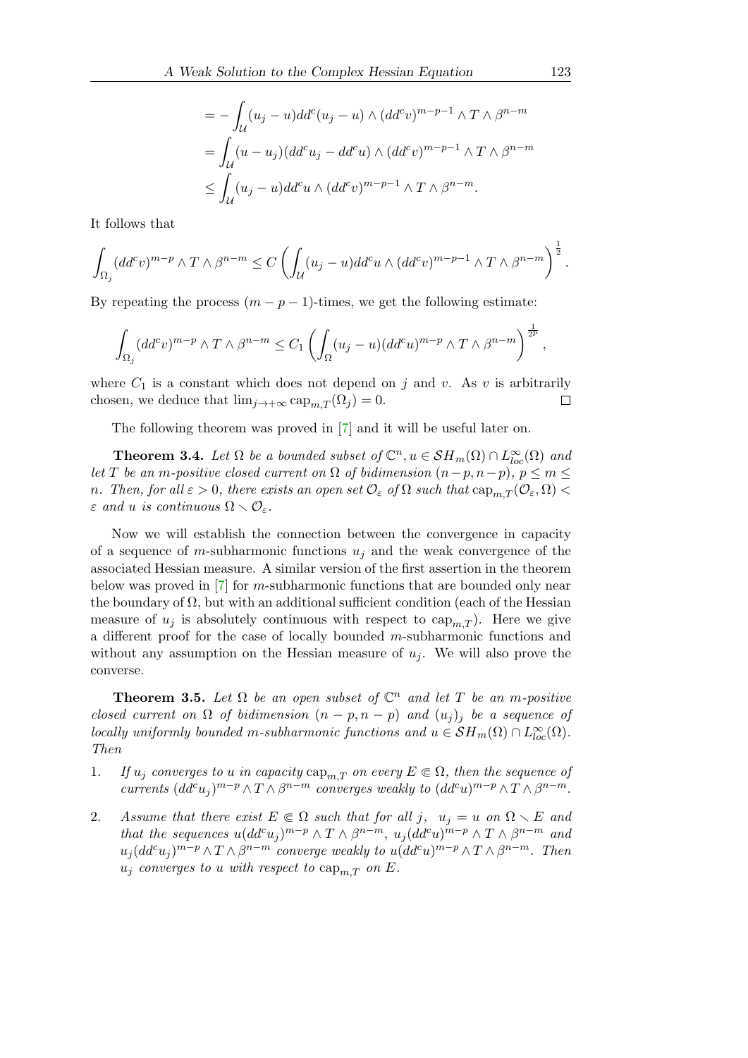$$= -\int_{\mathcal{U}} (u_j - u) dd^c(u_j - u) \wedge (dd^c v)^{m-p-1} \wedge T \wedge \beta^{n-m}$$

$$= \int_{\mathcal{U}} (u - u_j)(dd^c u_j - dd^c u) \wedge (dd^c v)^{m-p-1} \wedge T \wedge \beta^{n-m}$$

$$\leq \int_{\mathcal{U}} (u_j - u) dd^c u \wedge (dd^c v)^{m-p-1} \wedge T \wedge \beta^{n-m}.$$

It follows that

$$\int_{\Omega_j} (dd^c v)^{m-p} \wedge T \wedge \beta^{n-m} \leq C \left( \int_{\mathcal{U}} (u_j - u) dd^c u \wedge (dd^c v)^{m-p-1} \wedge T \wedge \beta^{n-m} \right)^{\frac{1}{2}}.$$

By repeating the process $(m-p-1)$-times, we get the following estimate:

$$\int_{\Omega_j} (dd^c v)^{m-p} \wedge T \wedge \beta^{n-m} \leq C_1 \left( \int_{\Omega} (u_j - u)(dd^c u)^{m-p} \wedge T \wedge \beta^{n-m} \right)^{\frac{1}{2^p}},$$

where $C_1$ is a constant which does not depend on $j$ and $v$. As $v$ is arbitrarily chosen, we deduce that $\lim_{j \to +\infty} \operatorname{cap}_{m,T}(\Omega_j) = 0$. $\square$

The following theorem was proved in [7] and it will be useful later on.

**Theorem 3.4.** *Let $\Omega$ be a bounded subset of $\mathbb{C}^n$, $u \in \mathcal{SH}_m(\Omega) \cap L^\infty_{loc}(\Omega)$ and let $T$ be an $m$-positive closed current on $\Omega$ of bidimension $(n-p, n-p)$, $p \leq m \leq n$. Then, for all $\varepsilon > 0$, there exists an open set $\mathcal{O}_\varepsilon$ of $\Omega$ such that $\operatorname{cap}_{m,T}(\mathcal{O}_\varepsilon, \Omega) < \varepsilon$ and $u$ is continuous $\Omega \smallsetminus \mathcal{O}_\varepsilon$.*

Now we will establish the connection between the convergence in capacity of a sequence of $m$-subharmonic functions $u_j$ and the weak convergence of the associated Hessian measure. A similar version of the first assertion in the theorem below was proved in [7] for $m$-subharmonic functions that are bounded only near the boundary of $\Omega$, but with an additional sufficient condition (each of the Hessian measure of $u_j$ is absolutely continuous with respect to $\operatorname{cap}_{m,T}$). Here we give a different proof for the case of locally bounded $m$-subharmonic functions and without any assumption on the Hessian measure of $u_j$. We will also prove the converse.

**Theorem 3.5.** *Let $\Omega$ be an open subset of $\mathbb{C}^n$ and let $T$ be an $m$-positive closed current on $\Omega$ of bidimension $(n-p, n-p)$ and $(u_j)_j$ be a sequence of locally uniformly bounded $m$-subharmonic functions and $u \in \mathcal{SH}_m(\Omega) \cap L^\infty_{loc}(\Omega)$. Then*

1. *If $u_j$ converges to $u$ in capacity $\operatorname{cap}_{m,T}$ on every $E \Subset \Omega$, then the sequence of currents $(dd^c u_j)^{m-p} \wedge T \wedge \beta^{n-m}$ converges weakly to $(dd^c u)^{m-p} \wedge T \wedge \beta^{n-m}$.*

2. *Assume that there exist $E \Subset \Omega$ such that for all $j$, $u_j = u$ on $\Omega \smallsetminus E$ and that the sequences $u(dd^c u_j)^{m-p} \wedge T \wedge \beta^{n-m}$, $u_j(dd^c u)^{m-p} \wedge T \wedge \beta^{n-m}$ and $u_j(dd^c u_j)^{m-p} \wedge T \wedge \beta^{n-m}$ converge weakly to $u(dd^c u)^{m-p} \wedge T \wedge \beta^{n-m}$. Then $u_j$ converges to $u$ with respect to $\operatorname{cap}_{m,T}$ on $E$.*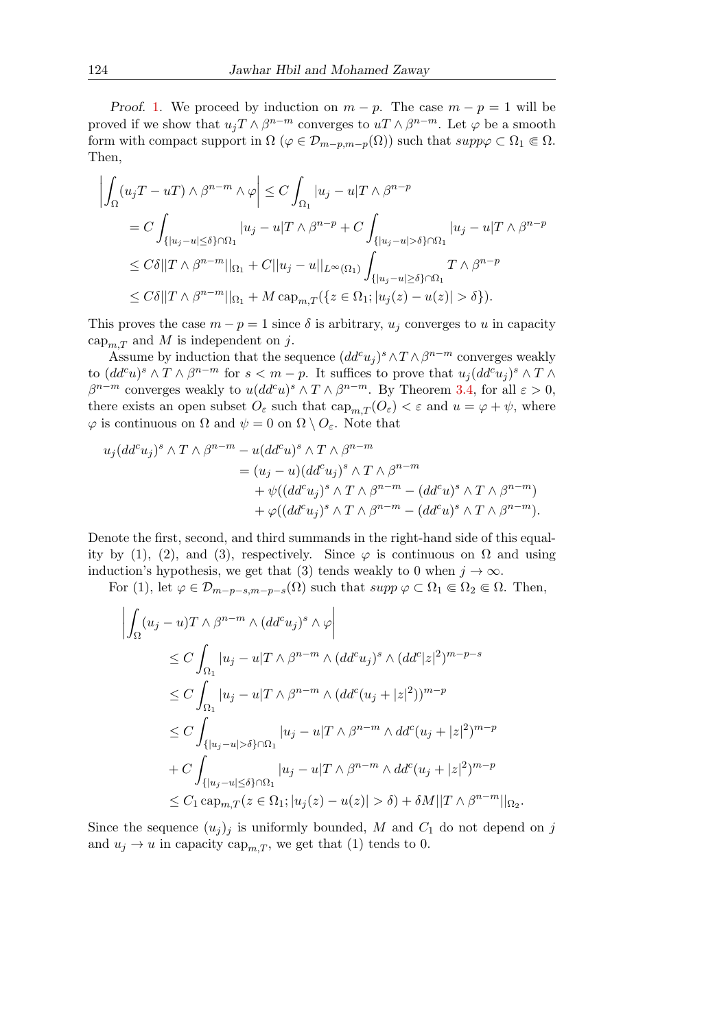*Proof.* 1. We proceed by induction on $m-p$. The case $m-p=1$ will be proved if we show that $u_jT\wedge\beta^{n-m}$ converges to $uT\wedge\beta^{n-m}$. Let $\varphi$ be a smooth form with compact support in $\Omega$ ($\varphi\in\mathcal{D}_{m-p,m-p}(\Omega)$) such that $supp\varphi\subset\Omega_1\Subset\Omega$. Then,

$$
\begin{aligned}
\left|\int_\Omega (u_jT-uT)\wedge\beta^{n-m}\wedge\varphi\right| &\le C\int_{\Omega_1}|u_j-u|T\wedge\beta^{n-p}\\
&= C\int_{\{|u_j-u|\le\delta\}\cap\Omega_1}|u_j-u|T\wedge\beta^{n-p}+C\int_{\{|u_j-u|>\delta\}\cap\Omega_1}|u_j-u|T\wedge\beta^{n-p}\\
&\le C\delta||T\wedge\beta^{n-m}||_{\Omega_1}+C||u_j-u||_{L^\infty(\Omega_1)}\int_{\{|u_j-u|\ge\delta\}\cap\Omega_1}T\wedge\beta^{n-p}\\
&\le C\delta||T\wedge\beta^{n-m}||_{\Omega_1}+M\,\mathrm{cap}_{m,T}(\{z\in\Omega_1;|u_j(z)-u(z)|>\delta\}).
\end{aligned}
$$

This proves the case $m-p=1$ since $\delta$ is arbitrary, $u_j$ converges to $u$ in capacity $\mathrm{cap}_{m,T}$ and $M$ is independent on $j$.

Assume by induction that the sequence $(dd^cu_j)^s\wedge T\wedge\beta^{n-m}$ converges weakly to $(dd^cu)^s\wedge T\wedge\beta^{n-m}$ for $s<m-p$. It suffices to prove that $u_j(dd^cu_j)^s\wedge T\wedge\beta^{n-m}$ converges weakly to $u(dd^cu)^s\wedge T\wedge\beta^{n-m}$. By Theorem 3.4, for all $\varepsilon>0$, there exists an open subset $O_\varepsilon$ such that $\mathrm{cap}_{m,T}(O_\varepsilon)<\varepsilon$ and $u=\varphi+\psi$, where $\varphi$ is continuous on $\Omega$ and $\psi=0$ on $\Omega\setminus O_\varepsilon$. Note that

$$
\begin{aligned}
u_j(dd^cu_j)^s\wedge T\wedge\beta^{n-m}-u(dd^cu)^s\wedge T\wedge\beta^{n-m}&\\
&=(u_j-u)(dd^cu_j)^s\wedge T\wedge\beta^{n-m}\\
&\quad+\psi((dd^cu_j)^s\wedge T\wedge\beta^{n-m}-(dd^cu)^s\wedge T\wedge\beta^{n-m})\\
&\quad+\varphi((dd^cu_j)^s\wedge T\wedge\beta^{n-m}-(dd^cu)^s\wedge T\wedge\beta^{n-m}).
\end{aligned}
$$

Denote the first, second, and third summands in the right-hand side of this equality by (1), (2), and (3), respectively. Since $\varphi$ is continuous on $\Omega$ and using induction's hypothesis, we get that (3) tends weakly to 0 when $j\to\infty$.

For (1), let $\varphi\in\mathcal{D}_{m-p-s,m-p-s}(\Omega)$ such that $supp\ \varphi\subset\Omega_1\Subset\Omega_2\Subset\Omega$. Then,

$$
\begin{aligned}
&\left|\int_\Omega (u_j-u)T\wedge\beta^{n-m}\wedge(dd^cu_j)^s\wedge\varphi\right|\\
&\quad\le C\int_{\Omega_1}|u_j-u|T\wedge\beta^{n-m}\wedge(dd^cu_j)^s\wedge(dd^c|z|^2)^{m-p-s}\\
&\quad\le C\int_{\Omega_1}|u_j-u|T\wedge\beta^{n-m}\wedge(dd^c(u_j+|z|^2))^{m-p}\\
&\quad\le C\int_{\{|u_j-u|>\delta\}\cap\Omega_1}|u_j-u|T\wedge\beta^{n-m}\wedge dd^c(u_j+|z|^2)^{m-p}\\
&\quad+C\int_{\{|u_j-u|\le\delta\}\cap\Omega_1}|u_j-u|T\wedge\beta^{n-m}\wedge dd^c(u_j+|z|^2)^{m-p}\\
&\quad\le C_1\,\mathrm{cap}_{m,T}(z\in\Omega_1;|u_j(z)-u(z)|>\delta)+\delta M||T\wedge\beta^{n-m}||_{\Omega_2}.
\end{aligned}
$$

Since the sequence $(u_j)_j$ is uniformly bounded, $M$ and $C_1$ do not depend on $j$ and $u_j\to u$ in capacity $\mathrm{cap}_{m,T}$, we get that (1) tends to 0.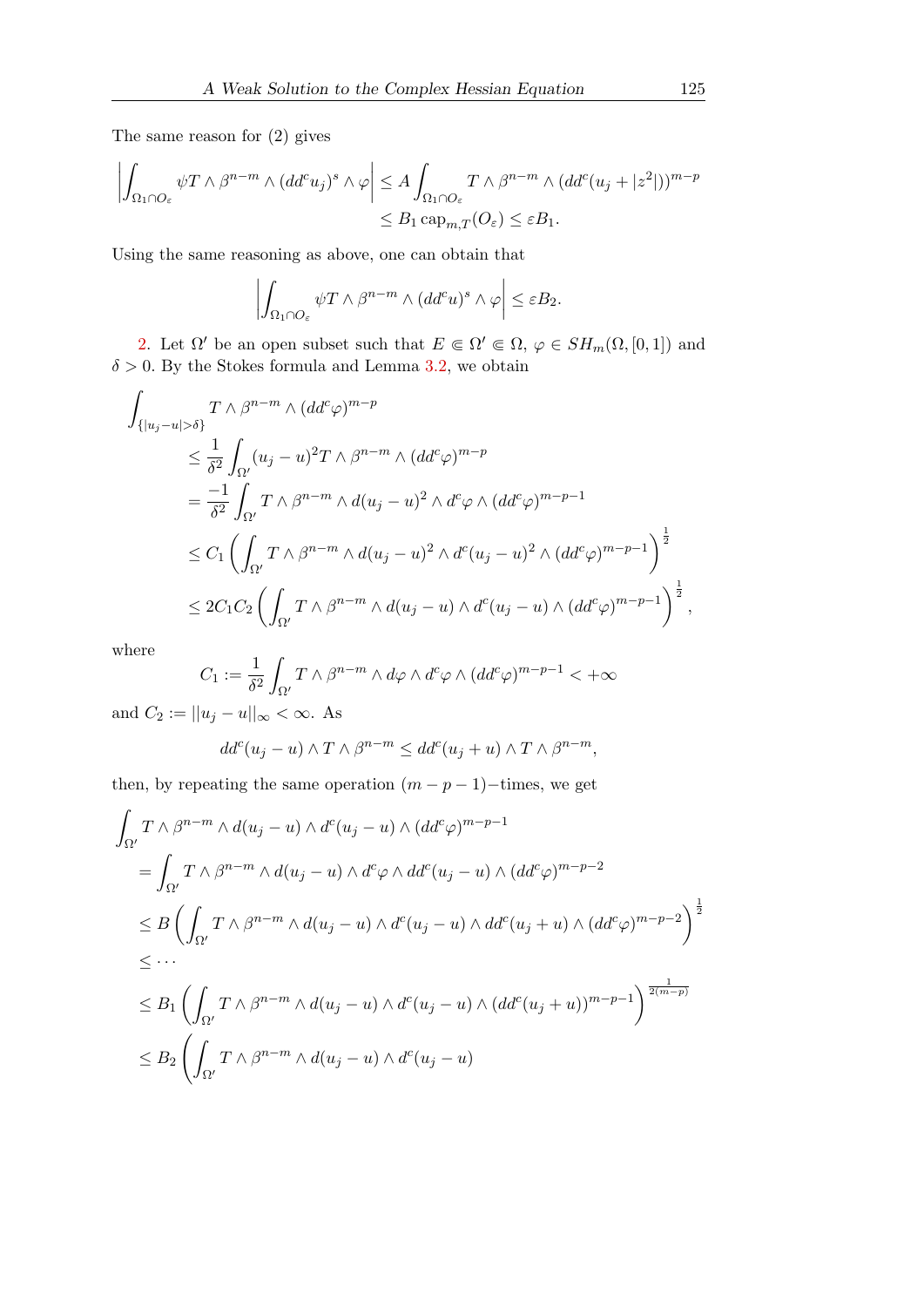The same reason for (2) gives

$$
\begin{aligned}
\left|\int_{\Omega_1\cap O_\varepsilon} \psi T\wedge\beta^{n-m}\wedge(dd^cu_j)^s\wedge\varphi\right| &\le A\int_{\Omega_1\cap O_\varepsilon} T\wedge\beta^{n-m}\wedge(dd^c(u_j+|z^2|))^{m-p}\\
&\le B_1\,\mathrm{cap}_{m,T}(O_\varepsilon)\le \varepsilon B_1.
\end{aligned}
$$

Using the same reasoning as above, one can obtain that

$$
\left|\int_{\Omega_1\cap O_\varepsilon} \psi T\wedge\beta^{n-m}\wedge(dd^cu)^s\wedge\varphi\right|\le \varepsilon B_2.
$$

2. Let $\Omega'$ be an open subset such that $E\Subset\Omega'\Subset\Omega$, $\varphi\in SH_m(\Omega,[0,1])$ and $\delta>0$. By the Stokes formula and Lemma 3.2, we obtain

$$
\begin{aligned}
\int_{\{|u_j-u|>\delta\}} & T\wedge\beta^{n-m}\wedge(dd^c\varphi)^{m-p}\\
&\le \frac{1}{\delta^2}\int_{\Omega'}(u_j-u)^2T\wedge\beta^{n-m}\wedge(dd^c\varphi)^{m-p}\\
&=\frac{-1}{\delta^2}\int_{\Omega'}T\wedge\beta^{n-m}\wedge d(u_j-u)^2\wedge d^c\varphi\wedge(dd^c\varphi)^{m-p-1}\\
&\le C_1\left(\int_{\Omega'}T\wedge\beta^{n-m}\wedge d(u_j-u)^2\wedge d^c(u_j-u)^2\wedge(dd^c\varphi)^{m-p-1}\right)^{\frac12}\\
&\le 2C_1C_2\left(\int_{\Omega'}T\wedge\beta^{n-m}\wedge d(u_j-u)\wedge d^c(u_j-u)\wedge(dd^c\varphi)^{m-p-1}\right)^{\frac12},
\end{aligned}
$$

where

$$
C_1:=\frac{1}{\delta^2}\int_{\Omega'}T\wedge\beta^{n-m}\wedge d\varphi\wedge d^c\varphi\wedge(dd^c\varphi)^{m-p-1}<+\infty
$$

and $C_2:=||u_j-u||_\infty<\infty$. As

$$
dd^c(u_j-u)\wedge T\wedge\beta^{n-m}\le dd^c(u_j+u)\wedge T\wedge\beta^{n-m},
$$

then, by repeating the same operation $(m-p-1)$−times, we get

$$
\begin{aligned}
\int_{\Omega'} & T\wedge\beta^{n-m}\wedge d(u_j-u)\wedge d^c(u_j-u)\wedge(dd^c\varphi)^{m-p-1}\\
&=\int_{\Omega'}T\wedge\beta^{n-m}\wedge d(u_j-u)\wedge d^c\varphi\wedge dd^c(u_j-u)\wedge(dd^c\varphi)^{m-p-2}\\
&\le B\left(\int_{\Omega'}T\wedge\beta^{n-m}\wedge d(u_j-u)\wedge d^c(u_j-u)\wedge dd^c(u_j+u)\wedge(dd^c\varphi)^{m-p-2}\right)^{\frac12}\\
&\le\cdots\\
&\le B_1\left(\int_{\Omega'}T\wedge\beta^{n-m}\wedge d(u_j-u)\wedge d^c(u_j-u)\wedge(dd^c(u_j+u))^{m-p-1}\right)^{\frac{1}{2(m-p)}}\\
&\le B_2\left(\int_{\Omega'}T\wedge\beta^{n-m}\wedge d(u_j-u)\wedge d^c(u_j-u)\right.
\end{aligned}
$$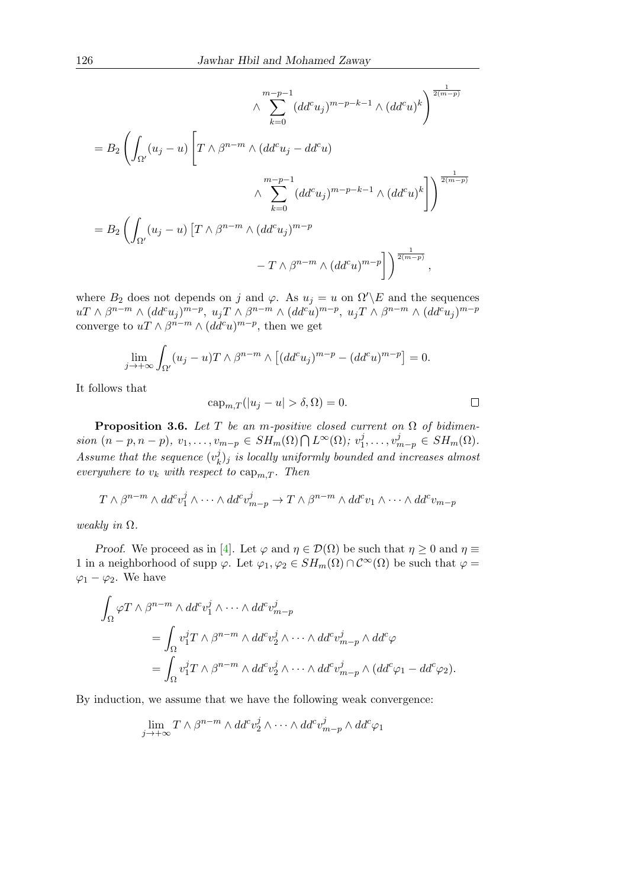$$
\wedge \sum_{k=0}^{m-p-1} (dd^c u_j)^{m-p-k-1} \wedge (dd^c u)^k \Bigg)^{\frac{1}{2(m-p)}}
$$

$$
= B_2 \left( \int_{\Omega'} (u_j - u) \left[ T \wedge \beta^{n-m} \wedge (dd^c u_j - dd^c u) \wedge \sum_{k=0}^{m-p-1} (dd^c u_j)^{m-p-k-1} \wedge (dd^c u)^k \right] \right)^{\frac{1}{2(m-p)}}
$$

$$
= B_2 \left( \int_{\Omega'} (u_j - u) \left[ T \wedge \beta^{n-m} \wedge (dd^c u_j)^{m-p} - T \wedge \beta^{n-m} \wedge (dd^c u)^{m-p} \right] \right)^{\frac{1}{2(m-p)}},
$$

where $B_2$ does not depends on $j$ and $\varphi$. As $u_j = u$ on $\Omega' \setminus E$ and the sequences $uT \wedge \beta^{n-m} \wedge (dd^c u_j)^{m-p}$, $u_j T \wedge \beta^{n-m} \wedge (dd^c u)^{m-p}$, $u_j T \wedge \beta^{n-m} \wedge (dd^c u_j)^{m-p}$ converge to $uT \wedge \beta^{n-m} \wedge (dd^c u)^{m-p}$, then we get

$$
\lim_{j \to +\infty} \int_{\Omega'} (u_j - u) T \wedge \beta^{n-m} \wedge \left[ (dd^c u_j)^{m-p} - (dd^c u)^{m-p} \right] = 0.
$$

It follows that

$$
\mathrm{cap}_{m,T}(|u_j - u| > \delta, \Omega) = 0.
$$

□

**Proposition 3.6.** *Let $T$ be an $m$-positive closed current on $\Omega$ of bidimension $(n-p, n-p)$, $v_1, \ldots, v_{m-p} \in SH_m(\Omega) \bigcap L^\infty(\Omega)$; $v_1^j, \ldots, v_{m-p}^j \in SH_m(\Omega)$. Assume that the sequence $(v_k^j)_j$ is locally uniformly bounded and increases almost everywhere to $v_k$ with respect to $\mathrm{cap}_{m,T}$. Then*

$$
T \wedge \beta^{n-m} \wedge dd^c v_1^j \wedge \cdots \wedge dd^c v_{m-p}^j \to T \wedge \beta^{n-m} \wedge dd^c v_1 \wedge \cdots \wedge dd^c v_{m-p}
$$

*weakly in $\Omega$.*

*Proof.* We proceed as in [4]. Let $\varphi$ and $\eta \in \mathcal{D}(\Omega)$ be such that $\eta \geq 0$ and $\eta \equiv 1$ in a neighborhood of supp $\varphi$. Let $\varphi_1, \varphi_2 \in SH_m(\Omega) \cap \mathcal{C}^\infty(\Omega)$ be such that $\varphi = \varphi_1 - \varphi_2$. We have

$$
\begin{aligned}
\int_\Omega \varphi T \wedge \beta^{n-m} \wedge dd^c v_1^j \wedge \cdots \wedge dd^c v_{m-p}^j
&= \int_\Omega v_1^j T \wedge \beta^{n-m} \wedge dd^c v_2^j \wedge \cdots \wedge dd^c v_{m-p}^j \wedge dd^c \varphi \\
&= \int_\Omega v_1^j T \wedge \beta^{n-m} \wedge dd^c v_2^j \wedge \cdots \wedge dd^c v_{m-p}^j \wedge (dd^c \varphi_1 - dd^c \varphi_2).
\end{aligned}
$$

By induction, we assume that we have the following weak convergence:

$$
\lim_{j \to +\infty} T \wedge \beta^{n-m} \wedge dd^c v_2^j \wedge \cdots \wedge dd^c v_{m-p}^j \wedge dd^c \varphi_1
$$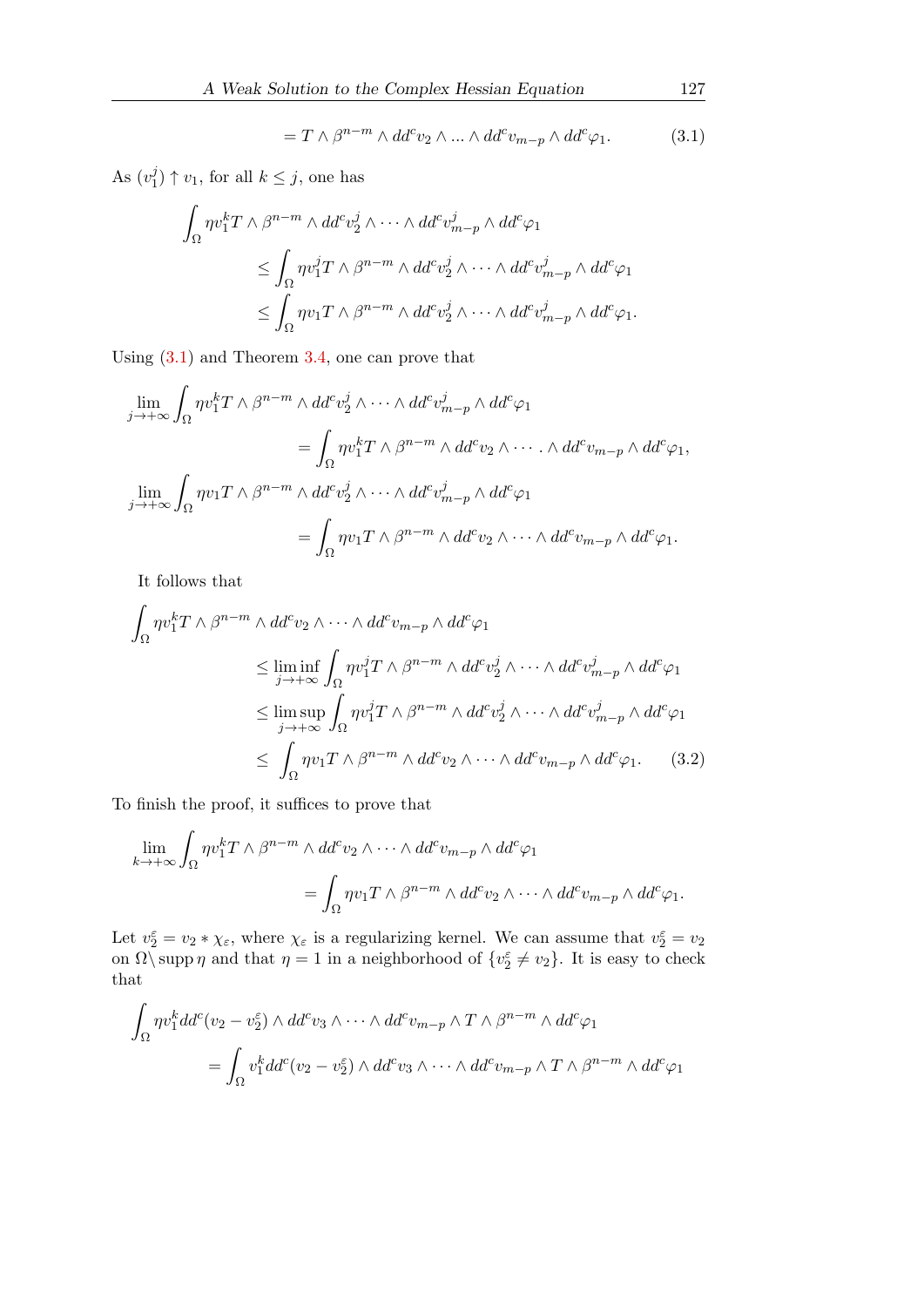$$= T \wedge \beta^{n-m} \wedge dd^c v_2 \wedge ... \wedge dd^c v_{m-p} \wedge dd^c \varphi_1. \tag{3.1}$$

As $(v_1^j) \uparrow v_1$, for all $k \le j$, one has

$$\begin{aligned}
\int_\Omega \eta v_1^k T \wedge \beta^{n-m} \wedge dd^c v_2^j \wedge \cdots \wedge dd^c v_{m-p}^j \wedge dd^c \varphi_1 \\
\le \int_\Omega \eta v_1^j T \wedge \beta^{n-m} \wedge dd^c v_2^j \wedge \cdots \wedge dd^c v_{m-p}^j \wedge dd^c \varphi_1 \\
\le \int_\Omega \eta v_1 T \wedge \beta^{n-m} \wedge dd^c v_2^j \wedge \cdots \wedge dd^c v_{m-p}^j \wedge dd^c \varphi_1.
\end{aligned}$$

Using (3.1) and Theorem 3.4, one can prove that

$$\begin{aligned}
\lim_{j\to+\infty} \int_\Omega \eta v_1^k T \wedge \beta^{n-m} \wedge dd^c v_2^j \wedge \cdots \wedge dd^c v_{m-p}^j \wedge dd^c \varphi_1 \\
= \int_\Omega \eta v_1^k T \wedge \beta^{n-m} \wedge dd^c v_2 \wedge \cdots . \wedge dd^c v_{m-p} \wedge dd^c \varphi_1, \\
\lim_{j\to+\infty} \int_\Omega \eta v_1 T \wedge \beta^{n-m} \wedge dd^c v_2^j \wedge \cdots \wedge dd^c v_{m-p}^j \wedge dd^c \varphi_1 \\
= \int_\Omega \eta v_1 T \wedge \beta^{n-m} \wedge dd^c v_2 \wedge \cdots \wedge dd^c v_{m-p} \wedge dd^c \varphi_1.
\end{aligned}$$

It follows that

$$\begin{aligned}
\int_\Omega \eta v_1^k T \wedge \beta^{n-m} \wedge dd^c v_2 \wedge \cdots \wedge dd^c v_{m-p} \wedge dd^c \varphi_1 \\
\le \liminf_{j\to+\infty} \int_\Omega \eta v_1^j T \wedge \beta^{n-m} \wedge dd^c v_2^j \wedge \cdots \wedge dd^c v_{m-p}^j \wedge dd^c \varphi_1 \\
\le \limsup_{j\to+\infty} \int_\Omega \eta v_1^j T \wedge \beta^{n-m} \wedge dd^c v_2^j \wedge \cdots \wedge dd^c v_{m-p}^j \wedge dd^c \varphi_1 \\
\le \int_\Omega \eta v_1 T \wedge \beta^{n-m} \wedge dd^c v_2 \wedge \cdots \wedge dd^c v_{m-p} \wedge dd^c \varphi_1.
\end{aligned} \tag{3.2}$$

To finish the proof, it suffices to prove that

$$\begin{aligned}
\lim_{k\to+\infty} \int_\Omega \eta v_1^k T \wedge \beta^{n-m} \wedge dd^c v_2 \wedge \cdots \wedge dd^c v_{m-p} \wedge dd^c \varphi_1 \\
= \int_\Omega \eta v_1 T \wedge \beta^{n-m} \wedge dd^c v_2 \wedge \cdots \wedge dd^c v_{m-p} \wedge dd^c \varphi_1.
\end{aligned}$$

Let $v_2^\varepsilon = v_2 * \chi_\varepsilon$, where $\chi_\varepsilon$ is a regularizing kernel. We can assume that $v_2^\varepsilon = v_2$ on $\Omega \setminus \operatorname{supp} \eta$ and that $\eta = 1$ in a neighborhood of $\{v_2^\varepsilon \neq v_2\}$. It is easy to check that

$$\begin{aligned}
\int_\Omega \eta v_1^k dd^c(v_2 - v_2^\varepsilon) \wedge dd^c v_3 \wedge \cdots \wedge dd^c v_{m-p} \wedge T \wedge \beta^{n-m} \wedge dd^c \varphi_1 \\
= \int_\Omega v_1^k dd^c(v_2 - v_2^\varepsilon) \wedge dd^c v_3 \wedge \cdots \wedge dd^c v_{m-p} \wedge T \wedge \beta^{n-m} \wedge dd^c \varphi_1
\end{aligned}$$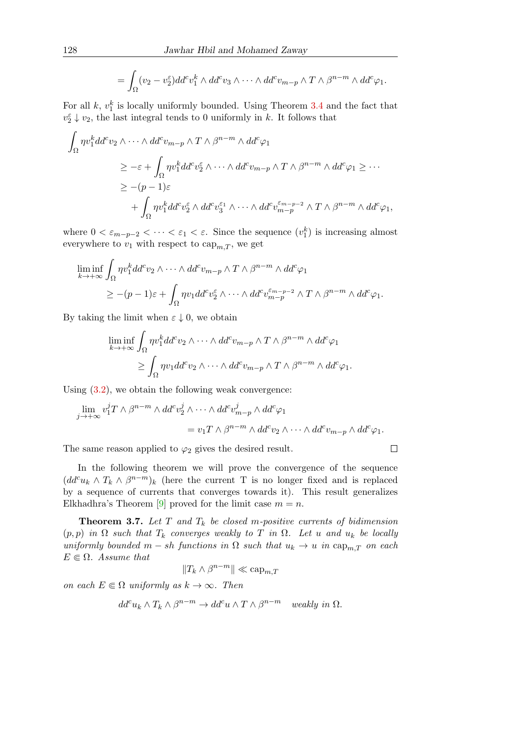$$= \int_\Omega (v_2 - v_2^\varepsilon) dd^c v_1^k \wedge dd^c v_3 \wedge \cdots \wedge dd^c v_{m-p} \wedge T \wedge \beta^{n-m} \wedge dd^c \varphi_1.$$

For all $k$, $v_1^k$ is locally uniformly bounded. Using Theorem 3.4 and the fact that $v_2^\varepsilon \downarrow v_2$, the last integral tends to 0 uniformly in $k$. It follows that

$$\begin{aligned}
\int_\Omega \eta v_1^k dd^c v_2 \wedge \cdots \wedge dd^c v_{m-p} \wedge T \wedge \beta^{n-m} \wedge dd^c \varphi_1 \\
&\geq -\varepsilon + \int_\Omega \eta v_1^k dd^c v_2^\varepsilon \wedge \cdots \wedge dd^c v_{m-p} \wedge T \wedge \beta^{n-m} \wedge dd^c \varphi_1 \geq \cdots \\
&\geq -(p-1)\varepsilon \\
&\quad + \int_\Omega \eta v_1^k dd^c v_2^\varepsilon \wedge dd^c v_3^{\varepsilon_1} \wedge \cdots \wedge dd^c v_{m-p}^{\varepsilon_{m-p-2}} \wedge T \wedge \beta^{n-m} \wedge dd^c \varphi_1,
\end{aligned}$$

where $0 < \varepsilon_{m-p-2} < \cdots < \varepsilon_1 < \varepsilon$. Since the sequence $(v_1^k)$ is increasing almost everywhere to $v_1$ with respect to $\operatorname{cap}_{m,T}$, we get

$$\begin{aligned}
\liminf_{k \to +\infty} \int_\Omega \eta v_1^k dd^c v_2 \wedge \cdots \wedge dd^c v_{m-p} \wedge T \wedge \beta^{n-m} \wedge dd^c \varphi_1 \\
\geq -(p-1)\varepsilon + \int_\Omega \eta v_1 dd^c v_2^\varepsilon \wedge \cdots \wedge dd^c v_{m-p}^{\varepsilon_{m-p-2}} \wedge T \wedge \beta^{n-m} \wedge dd^c \varphi_1.
\end{aligned}$$

By taking the limit when $\varepsilon \downarrow 0$, we obtain

$$\begin{aligned}
\liminf_{k \to +\infty} \int_\Omega \eta v_1^k dd^c v_2 \wedge \cdots \wedge dd^c v_{m-p} \wedge T \wedge \beta^{n-m} \wedge dd^c \varphi_1 \\
\geq \int_\Omega \eta v_1 dd^c v_2 \wedge \cdots \wedge dd^c v_{m-p} \wedge T \wedge \beta^{n-m} \wedge dd^c \varphi_1.
\end{aligned}$$

Using (3.2), we obtain the following weak convergence:

$$\begin{aligned}
\lim_{j \to +\infty} v_1^j T \wedge \beta^{n-m} \wedge dd^c v_2^j \wedge \cdots \wedge dd^c v_{m-p}^j \wedge dd^c \varphi_1 \\
= v_1 T \wedge \beta^{n-m} \wedge dd^c v_2 \wedge \cdots \wedge dd^c v_{m-p} \wedge dd^c \varphi_1.
\end{aligned}$$

The same reason applied to $\varphi_2$ gives the desired result. □

In the following theorem we will prove the convergence of the sequence $(dd^c u_k \wedge T_k \wedge \beta^{n-m})_k$ (here the current T is no longer fixed and is replaced by a sequence of currents that converges towards it). This result generalizes Elkhadhra's Theorem [9] proved for the limit case $m = n$.

**Theorem 3.7.** *Let $T$ and $T_k$ be closed $m$-positive currents of bidimension $(p,p)$ in $\Omega$ such that $T_k$ converges weakly to $T$ in $\Omega$. Let $u$ and $u_k$ be locally uniformly bounded $m-sh$ functions in $\Omega$ such that $u_k \to u$ in $\operatorname{cap}_{m,T}$ on each $E \Subset \Omega$. Assume that*

$$\|T_k \wedge \beta^{n-m}\| \ll \operatorname{cap}_{m,T}$$

*on each $E \Subset \Omega$ uniformly as $k \to \infty$. Then*

$$dd^c u_k \wedge T_k \wedge \beta^{n-m} \to dd^c u \wedge T \wedge \beta^{n-m} \quad \text{weakly in } \Omega.$$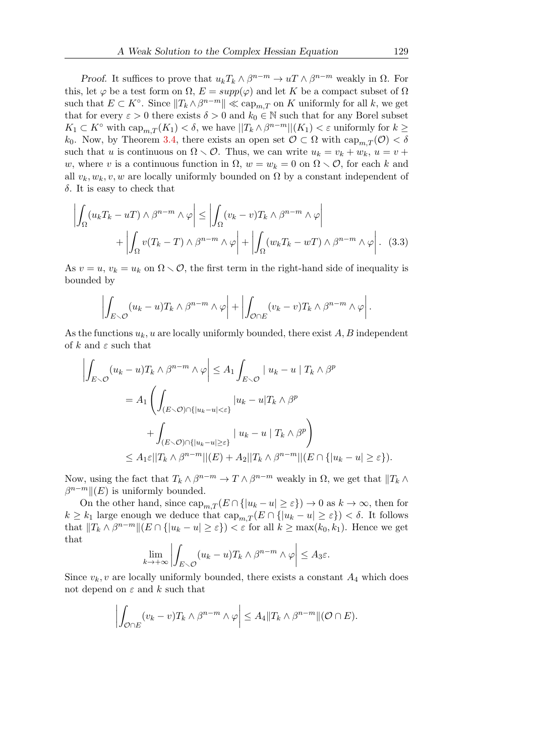*Proof.* It suffices to prove that $u_kT_k \wedge \beta^{n-m} \to uT \wedge \beta^{n-m}$ weakly in $\Omega$. For this, let $\varphi$ be a test form on $\Omega$, $E = supp(\varphi)$ and let $K$ be a compact subset of $\Omega$ such that $E \subset K^\circ$. Since $\|T_k \wedge \beta^{n-m}\| \ll \text{cap}_{m,T}$ on $K$ uniformly for all $k$, we get that for every $\varepsilon > 0$ there exists $\delta > 0$ and $k_0 \in \mathbb{N}$ such that for any Borel subset $K_1 \subset K^\circ$ with $\text{cap}_{m,T}(K_1) < \delta$, we have $||T_k \wedge \beta^{n-m}||(K_1) < \varepsilon$ uniformly for $k \geq k_0$. Now, by Theorem 3.4, there exists an open set $\mathcal{O} \subset \Omega$ with $\text{cap}_{m,T}(\mathcal{O}) < \delta$ such that $u$ is continuous on $\Omega \smallsetminus \mathcal{O}$. Thus, we can write $u_k = v_k + w_k$, $u = v + w$, where $v$ is a continuous function in $\Omega$, $w = w_k = 0$ on $\Omega \smallsetminus \mathcal{O}$, for each $k$ and all $v_k, w_k, v, w$ are locally uniformly bounded on $\Omega$ by a constant independent of $\delta$. It is easy to check that

$$
\begin{aligned}
\left|\int_\Omega (u_kT_k - uT) \wedge \beta^{n-m} \wedge \varphi\right| &\leq \left|\int_\Omega (v_k - v)T_k \wedge \beta^{n-m} \wedge \varphi\right| \\
&+ \left|\int_\Omega v(T_k - T) \wedge \beta^{n-m} \wedge \varphi\right| + \left|\int_\Omega (w_kT_k - wT) \wedge \beta^{n-m} \wedge \varphi\right|. \quad (3.3)
\end{aligned}
$$

As $v = u$, $v_k = u_k$ on $\Omega \smallsetminus \mathcal{O}$, the first term in the right-hand side of inequality is bounded by

$$
\left|\int_{E\smallsetminus\mathcal{O}} (u_k - u)T_k \wedge \beta^{n-m} \wedge \varphi\right| + \left|\int_{\mathcal{O}\cap E} (v_k - v)T_k \wedge \beta^{n-m} \wedge \varphi\right|.
$$

As the functions $u_k, u$ are locally uniformly bounded, there exist $A, B$ independent of $k$ and $\varepsilon$ such that

$$
\begin{aligned}
\left|\int_{E\smallsetminus\mathcal{O}} (u_k - u)T_k \wedge \beta^{n-m} \wedge \varphi\right| &\leq A_1 \int_{E\smallsetminus\mathcal{O}} | \, u_k - u \, | \, T_k \wedge \beta^p \\
&= A_1 \left( \int_{(E\smallsetminus\mathcal{O})\cap\{|u_k-u|<\varepsilon\}} |u_k - u| T_k \wedge \beta^p \right. \\
&\quad \left. + \int_{(E\smallsetminus\mathcal{O})\cap\{|u_k-u|\geq\varepsilon\}} | \, u_k - u \, | \, T_k \wedge \beta^p \right) \\
&\leq A_1\varepsilon ||T_k \wedge \beta^{n-m}||(E) + A_2 ||T_k \wedge \beta^{n-m}||(E \cap \{|u_k - u| \geq \varepsilon\}).
\end{aligned}
$$

Now, using the fact that $T_k \wedge \beta^{n-m} \to T \wedge \beta^{n-m}$ weakly in $\Omega$, we get that $\|T_k \wedge \beta^{n-m}\|(E)$ is uniformly bounded.

On the other hand, since $\text{cap}_{m,T}(E \cap \{|u_k - u| \geq \varepsilon\}) \to 0$ as $k \to \infty$, then for $k \geq k_1$ large enough we deduce that $\text{cap}_{m,T}(E \cap \{|u_k - u| \geq \varepsilon\}) < \delta$. It follows that $\|T_k \wedge \beta^{n-m}\|(E \cap \{|u_k - u| \geq \varepsilon\}) < \varepsilon$ for all $k \geq \max(k_0, k_1)$. Hence we get that

$$
\lim_{k\to+\infty} \left|\int_{E\smallsetminus\mathcal{O}} (u_k - u)T_k \wedge \beta^{n-m} \wedge \varphi\right| \leq A_3\varepsilon.
$$

Since $v_k, v$ are locally uniformly bounded, there exists a constant $A_4$ which does not depend on $\varepsilon$ and $k$ such that

$$
\left|\int_{\mathcal{O}\cap E} (v_k - v)T_k \wedge \beta^{n-m} \wedge \varphi\right| \leq A_4 \|T_k \wedge \beta^{n-m}\|(\mathcal{O} \cap E).
$$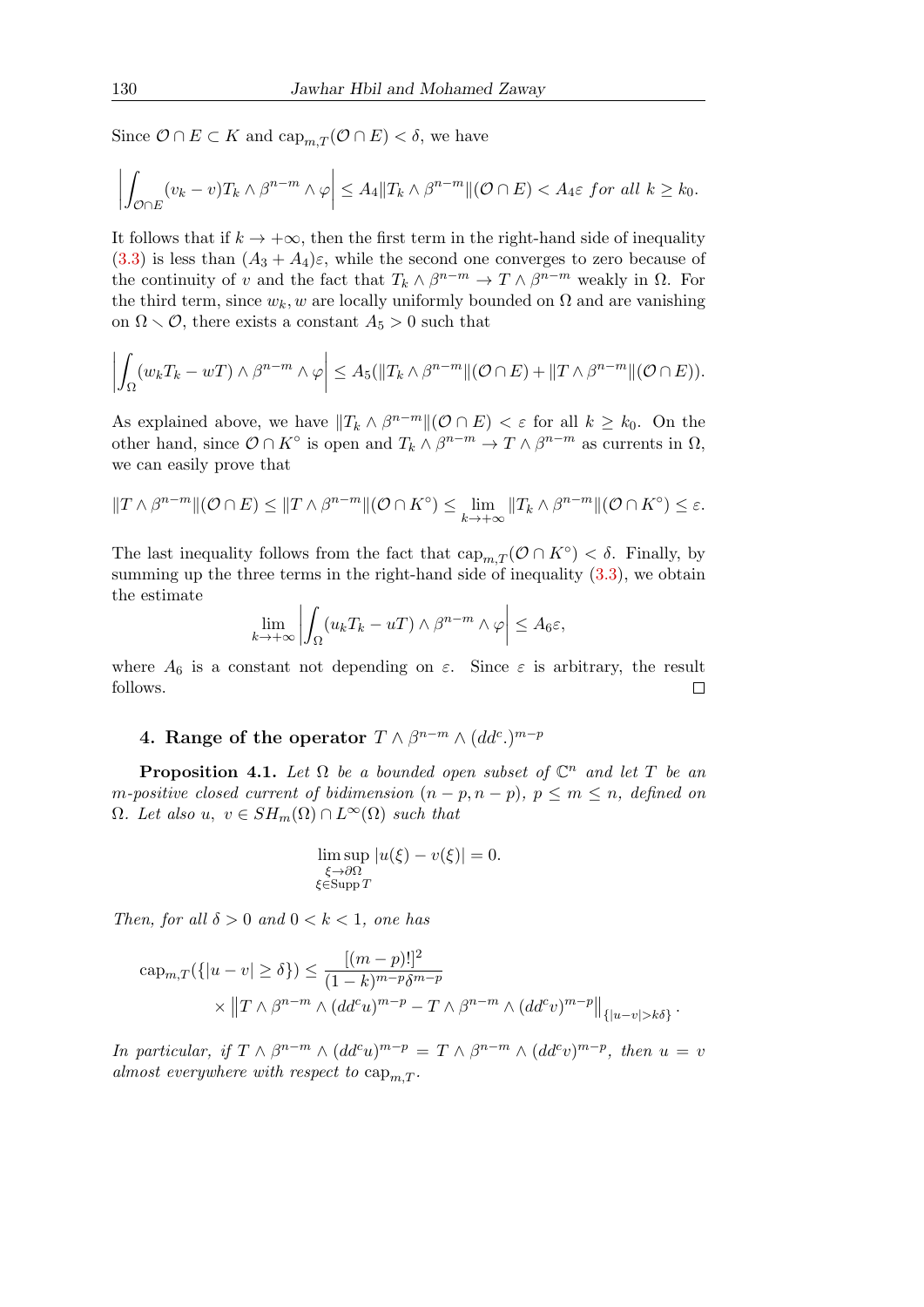Since $\mathcal{O} \cap E \subset K$ and $\operatorname{cap}_{m,T}(\mathcal{O} \cap E) < \delta$, we have

$$\left| \int_{\mathcal{O}\cap E} (v_k - v) T_k \wedge \beta^{n-m} \wedge \varphi \right| \leq A_4 \|T_k \wedge \beta^{n-m}\|(\mathcal{O} \cap E) < A_4 \varepsilon \ \textit{for all}\ k \geq k_0.$$

It follows that if $k \to +\infty$, then the first term in the right-hand side of inequality (3.3) is less than $(A_3 + A_4)\varepsilon$, while the second one converges to zero because of the continuity of $v$ and the fact that $T_k \wedge \beta^{n-m} \to T \wedge \beta^{n-m}$ weakly in $\Omega$. For the third term, since $w_k, w$ are locally uniformly bounded on $\Omega$ and are vanishing on $\Omega \smallsetminus \mathcal{O}$, there exists a constant $A_5 > 0$ such that

$$\left| \int_{\Omega} (w_k T_k - w T) \wedge \beta^{n-m} \wedge \varphi \right| \leq A_5 (\|T_k \wedge \beta^{n-m}\|(\mathcal{O} \cap E) + \|T \wedge \beta^{n-m}\|(\mathcal{O} \cap E)).$$

As explained above, we have $\|T_k \wedge \beta^{n-m}\|(\mathcal{O} \cap E) < \varepsilon$ for all $k \geq k_0$. On the other hand, since $\mathcal{O} \cap K^\circ$ is open and $T_k \wedge \beta^{n-m} \to T \wedge \beta^{n-m}$ as currents in $\Omega$, we can easily prove that

$$\|T \wedge \beta^{n-m}\|(\mathcal{O} \cap E) \leq \|T \wedge \beta^{n-m}\|(\mathcal{O} \cap K^\circ) \leq \lim_{k \to +\infty} \|T_k \wedge \beta^{n-m}\|(\mathcal{O} \cap K^\circ) \leq \varepsilon.$$

The last inequality follows from the fact that $\operatorname{cap}_{m,T}(\mathcal{O} \cap K^\circ) < \delta$. Finally, by summing up the three terms in the right-hand side of inequality (3.3), we obtain the estimate

$$\lim_{k \to +\infty} \left| \int_{\Omega} (u_k T_k - u T) \wedge \beta^{n-m} \wedge \varphi \right| \leq A_6 \varepsilon,$$

where $A_6$ is a constant not depending on $\varepsilon$. Since $\varepsilon$ is arbitrary, the result follows. ∎

## 4. Range of the operator $T \wedge \beta^{n-m} \wedge (dd^c.)^{m-p}$

**Proposition 4.1.** *Let $\Omega$ be a bounded open subset of $\mathbb{C}^n$ and let $T$ be an $m$-positive closed current of bidimension $(n-p, n-p)$, $p \leq m \leq n$, defined on $\Omega$. Let also $u,\ v \in SH_m(\Omega) \cap L^\infty(\Omega)$ such that*

$$\limsup_{\substack{\xi \to \partial\Omega \\ \xi \in \operatorname{Supp} T}} |u(\xi) - v(\xi)| = 0.$$

*Then, for all $\delta > 0$ and $0 < k < 1$, one has*

$$\begin{aligned}\operatorname{cap}_{m,T}(\{|u - v| \geq \delta\}) &\leq \frac{[(m-p)!]^2}{(1-k)^{m-p}\delta^{m-p}} \\ &\quad \times \left\| T \wedge \beta^{n-m} \wedge (dd^c u)^{m-p} - T \wedge \beta^{n-m} \wedge (dd^c v)^{m-p} \right\|_{\{|u-v| > k\delta\}}.\end{aligned}$$

*In particular, if $T \wedge \beta^{n-m} \wedge (dd^c u)^{m-p} = T \wedge \beta^{n-m} \wedge (dd^c v)^{m-p}$, then $u = v$ almost everywhere with respect to $\operatorname{cap}_{m,T}$.*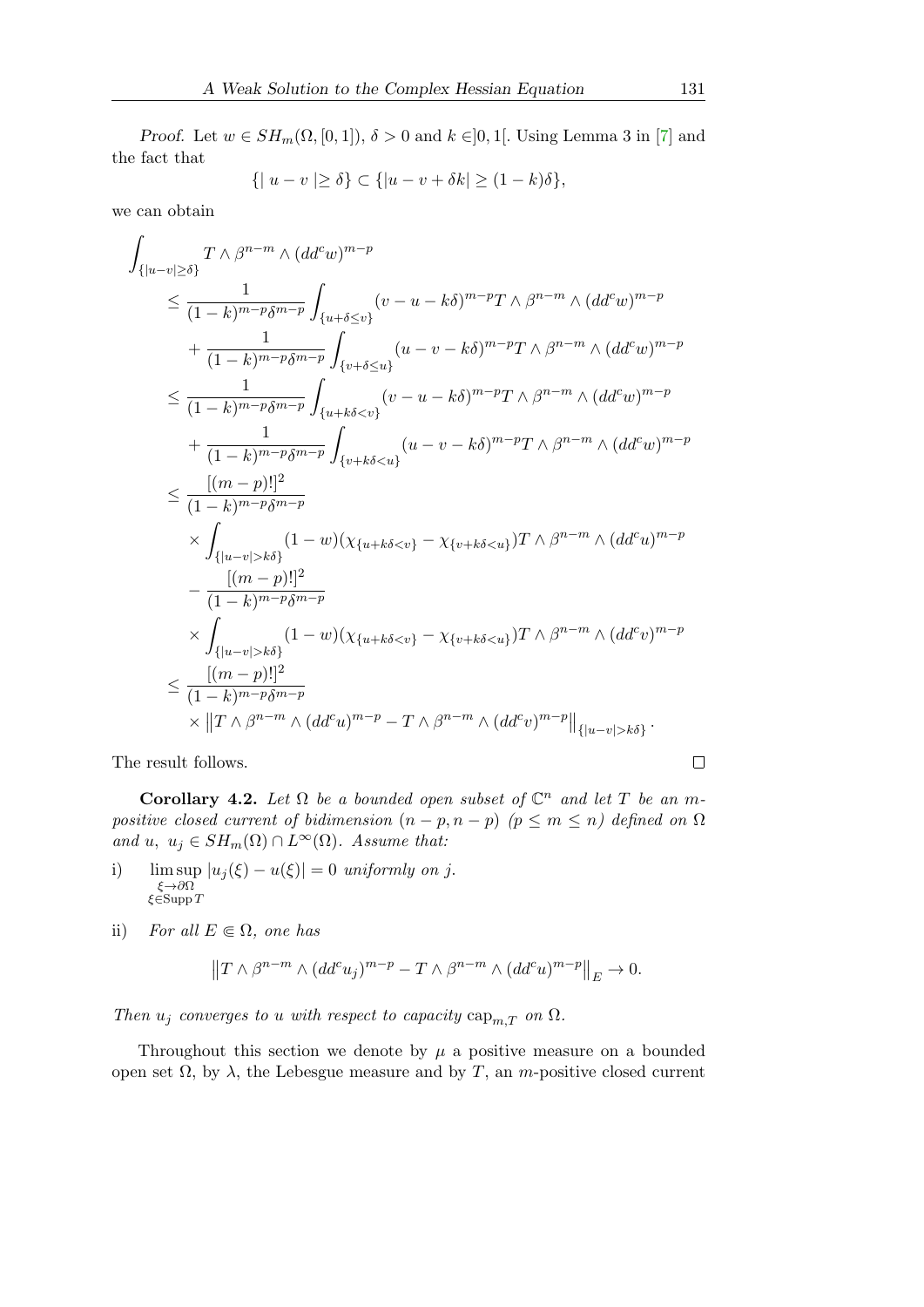*Proof.* Let $w \in SH_m(\Omega, [0,1])$, $\delta > 0$ and $k \in ]0,1[$. Using Lemma 3 in [7] and the fact that

$$\{| u - v | \geq \delta\} \subset \{|u - v + \delta k| \geq (1-k)\delta\},$$

we can obtain

$$\begin{aligned}
&\int_{\{|u-v|\geq\delta\}} T \wedge \beta^{n-m} \wedge (dd^c w)^{m-p} \\
&\quad \leq \frac{1}{(1-k)^{m-p}\delta^{m-p}} \int_{\{u+\delta\leq v\}} (v - u - k\delta)^{m-p} T \wedge \beta^{n-m} \wedge (dd^c w)^{m-p} \\
&\qquad + \frac{1}{(1-k)^{m-p}\delta^{m-p}} \int_{\{v+\delta\leq u\}} (u - v - k\delta)^{m-p} T \wedge \beta^{n-m} \wedge (dd^c w)^{m-p} \\
&\quad \leq \frac{1}{(1-k)^{m-p}\delta^{m-p}} \int_{\{u+k\delta< v\}} (v - u - k\delta)^{m-p} T \wedge \beta^{n-m} \wedge (dd^c w)^{m-p} \\
&\qquad + \frac{1}{(1-k)^{m-p}\delta^{m-p}} \int_{\{v+k\delta< u\}} (u - v - k\delta)^{m-p} T \wedge \beta^{n-m} \wedge (dd^c w)^{m-p} \\
&\quad \leq \frac{[(m-p)!]^2}{(1-k)^{m-p}\delta^{m-p}} \\
&\qquad \times \int_{\{|u-v|>k\delta\}} (1-w)(\chi_{\{u+k\delta<v\}} - \chi_{\{v+k\delta<u\}}) T \wedge \beta^{n-m} \wedge (dd^c u)^{m-p} \\
&\qquad - \frac{[(m-p)!]^2}{(1-k)^{m-p}\delta^{m-p}} \\
&\qquad \times \int_{\{|u-v|>k\delta\}} (1-w)(\chi_{\{u+k\delta<v\}} - \chi_{\{v+k\delta<u\}}) T \wedge \beta^{n-m} \wedge (dd^c v)^{m-p} \\
&\quad \leq \frac{[(m-p)!]^2}{(1-k)^{m-p}\delta^{m-p}} \\
&\qquad \times \left\| T \wedge \beta^{n-m} \wedge (dd^c u)^{m-p} - T \wedge \beta^{n-m} \wedge (dd^c v)^{m-p} \right\|_{\{|u-v|>k\delta\}}.
\end{aligned}$$

The result follows. □

**Corollary 4.2.** *Let $\Omega$ be a bounded open subset of $\mathbb{C}^n$ and let $T$ be an $m$-positive closed current of bidimension $(n-p, n-p)$ $(p \leq m \leq n)$ defined on $\Omega$ and $u,\ u_j \in SH_m(\Omega) \cap L^\infty(\Omega)$. Assume that:*

i) $\displaystyle\limsup_{\substack{\xi\to\partial\Omega \\ \xi\in\operatorname{Supp} T}} |u_j(\xi) - u(\xi)| = 0$ *uniformly on $j$.*

ii) *For all $E \Subset \Omega$, one has*

$$\left\| T \wedge \beta^{n-m} \wedge (dd^c u_j)^{m-p} - T \wedge \beta^{n-m} \wedge (dd^c u)^{m-p} \right\|_E \to 0.$$

*Then $u_j$ converges to $u$ with respect to capacity $\operatorname{cap}_{m,T}$ on $\Omega$.*

Throughout this section we denote by $\mu$ a positive measure on a bounded open set $\Omega$, by $\lambda$, the Lebesgue measure and by $T$, an $m$-positive closed current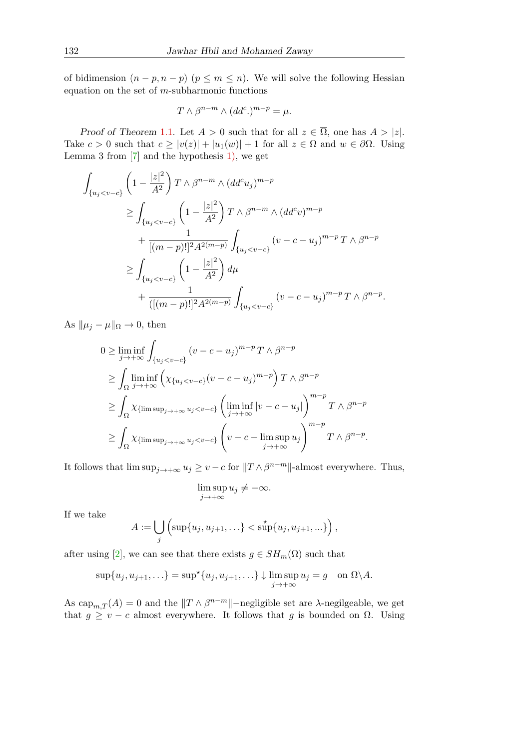of bidimension $(n-p, n-p)$ $(p \leq m \leq n)$. We will solve the following Hessian equation on the set of $m$-subharmonic functions

$$T \wedge \beta^{n-m} \wedge (dd^c.)^{m-p} = \mu.$$

*Proof of Theorem* 1.1. Let $A > 0$ such that for all $z \in \overline{\Omega}$, one has $A > |z|$. Take $c > 0$ such that $c \geq |v(z)| + |u_1(w)| + 1$ for all $z \in \Omega$ and $w \in \partial\Omega$. Using Lemma 3 from [7] and the hypothesis 1), we get

$$\begin{aligned}
\int_{\{u_j < v - c\}} & \left(1 - \frac{|z|^2}{A^2}\right) T \wedge \beta^{n-m} \wedge (dd^c u_j)^{m-p} \\
& \geq \int_{\{u_j < v - c\}} \left(1 - \frac{|z|^2}{A^2}\right) T \wedge \beta^{n-m} \wedge (dd^c v)^{m-p} \\
& \quad + \frac{1}{[(m-p)!]^2 A^{2(m-p)}} \int_{\{u_j < v - c\}} (v - c - u_j)^{m-p} T \wedge \beta^{n-p} \\
& \geq \int_{\{u_j < v - c\}} \left(1 - \frac{|z|^2}{A^2}\right) d\mu \\
& \quad + \frac{1}{([(m-p)!]^2 A^{2(m-p)}} \int_{\{u_j < v - c\}} (v - c - u_j)^{m-p} T \wedge \beta^{n-p}.
\end{aligned}$$

As $\|\mu_j - \mu\|_\Omega \to 0$, then

$$\begin{aligned}
0 & \geq \liminf_{j \to +\infty} \int_{\{u_j < v - c\}} (v - c - u_j)^{m-p} T \wedge \beta^{n-p} \\
& \geq \int_\Omega \liminf_{j \to +\infty} \left(\chi_{\{u_j < v - c\}} (v - c - u_j)^{m-p}\right) T \wedge \beta^{n-p} \\
& \geq \int_\Omega \chi_{\{\limsup_{j \to +\infty} u_j < v - c\}} \left(\liminf_{j \to +\infty} |v - c - u_j|\right)^{m-p} T \wedge \beta^{n-p} \\
& \geq \int_\Omega \chi_{\{\limsup_{j \to +\infty} u_j < v - c\}} \left(v - c - \limsup_{j \to +\infty} u_j\right)^{m-p} T \wedge \beta^{n-p}.
\end{aligned}$$

It follows that $\limsup_{j \to +\infty} u_j \geq v - c$ for $\|T \wedge \beta^{n-m}\|$-almost everywhere. Thus,

$$\limsup_{j \to +\infty} u_j \neq -\infty.$$

If we take

$$A := \bigcup_j \left(\sup\{u_j, u_{j+1}, \ldots\} < \sup^{\star}\{u_j, u_{j+1}, \ldots\}\right),$$

after using [2], we can see that there exists $g \in SH_m(\Omega)$ such that

$$\sup\{u_j, u_{j+1}, \ldots\} = \sup{}^{\star}\{u_j, u_{j+1}, \ldots\} \downarrow \limsup_{j \to +\infty} u_j = g \quad \text{on } \Omega \backslash A.$$

As $\mathrm{cap}_{m,T}(A) = 0$ and the $\|T \wedge \beta^{n-m}\|$−negligible set are $\lambda$-negilgeable, we get that $g \geq v - c$ almost everywhere. It follows that $g$ is bounded on $\Omega$. Using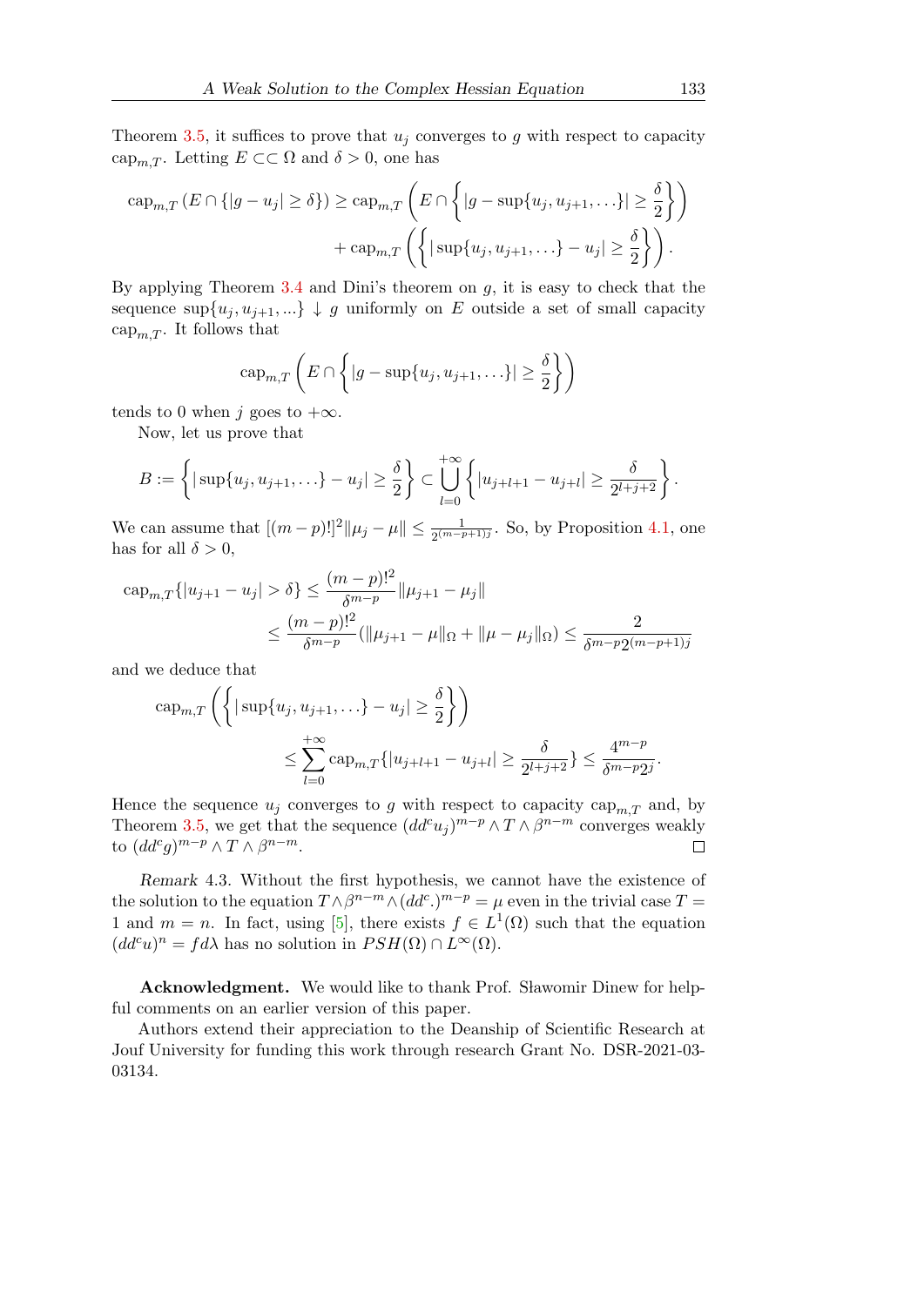Theorem 3.5, it suffices to prove that $u_j$ converges to $g$ with respect to capacity $\mathrm{cap}_{m,T}$. Letting $E \subset\subset \Omega$ and $\delta > 0$, one has

$$\mathrm{cap}_{m,T}\left(E \cap \{|g-u_j| \geq \delta\}\right) \geq \mathrm{cap}_{m,T}\left(E \cap \left\{|g - \sup\{u_j, u_{j+1}, \ldots\}| \geq \frac{\delta}{2}\right\}\right) + \mathrm{cap}_{m,T}\left(\left\{|\sup\{u_j, u_{j+1}, \ldots\} - u_j| \geq \frac{\delta}{2}\right\}\right).$$

By applying Theorem 3.4 and Dini's theorem on $g$, it is easy to check that the sequence $\sup\{u_j, u_{j+1}, ...\} \downarrow g$ uniformly on $E$ outside a set of small capacity $\mathrm{cap}_{m,T}$. It follows that

$$\mathrm{cap}_{m,T}\left(E \cap \left\{|g - \sup\{u_j, u_{j+1}, \ldots\}| \geq \frac{\delta}{2}\right\}\right)$$

tends to 0 when $j$ goes to $+\infty$.

Now, let us prove that

$$B := \left\{|\sup\{u_j, u_{j+1}, \ldots\} - u_j| \geq \frac{\delta}{2}\right\} \subset \bigcup_{l=0}^{+\infty}\left\{|u_{j+l+1} - u_{j+l}| \geq \frac{\delta}{2^{l+j+2}}\right\}.$$

We can assume that $[(m-p)!]^2\|\mu_j - \mu\| \leq \frac{1}{2^{(m-p+1)j}}$. So, by Proposition 4.1, one has for all $\delta > 0$,

$$\begin{aligned}\mathrm{cap}_{m,T}\{|u_{j+1} - u_j| > \delta\} &\leq \frac{(m-p)!^2}{\delta^{m-p}}\|\mu_{j+1} - \mu_j\| \\ &\leq \frac{(m-p)!^2}{\delta^{m-p}}(\|\mu_{j+1} - \mu\|_\Omega + \|\mu - \mu_j\|_\Omega) \leq \frac{2}{\delta^{m-p}2^{(m-p+1)j}}\end{aligned}$$

and we deduce that

$$\begin{aligned}&\mathrm{cap}_{m,T}\left(\left\{|\sup\{u_j, u_{j+1}, \ldots\} - u_j| \geq \frac{\delta}{2}\right\}\right) \\ &\qquad\leq \sum_{l=0}^{+\infty}\mathrm{cap}_{m,T}\{|u_{j+l+1} - u_{j+l}| \geq \frac{\delta}{2^{l+j+2}}\} \leq \frac{4^{m-p}}{\delta^{m-p}2^j}.\end{aligned}$$

Hence the sequence $u_j$ converges to $g$ with respect to capacity $\mathrm{cap}_{m,T}$ and, by Theorem 3.5, we get that the sequence $(dd^c u_j)^{m-p} \wedge T \wedge \beta^{n-m}$ converges weakly to $(dd^c g)^{m-p} \wedge T \wedge \beta^{n-m}$. □

*Remark* 4.3. Without the first hypothesis, we cannot have the existence of the solution to the equation $T \wedge \beta^{n-m} \wedge (dd^c.)^{m-p} = \mu$ even in the trivial case $T = 1$ and $m = n$. In fact, using [5], there exists $f \in L^1(\Omega)$ such that the equation $(dd^c u)^n = f d\lambda$ has no solution in $PSH(\Omega) \cap L^\infty(\Omega)$.

**Acknowledgment.** We would like to thank Prof. Sławomir Dinew for helpful comments on an earlier version of this paper.

Authors extend their appreciation to the Deanship of Scientific Research at Jouf University for funding this work through research Grant No. DSR-2021-03-03134.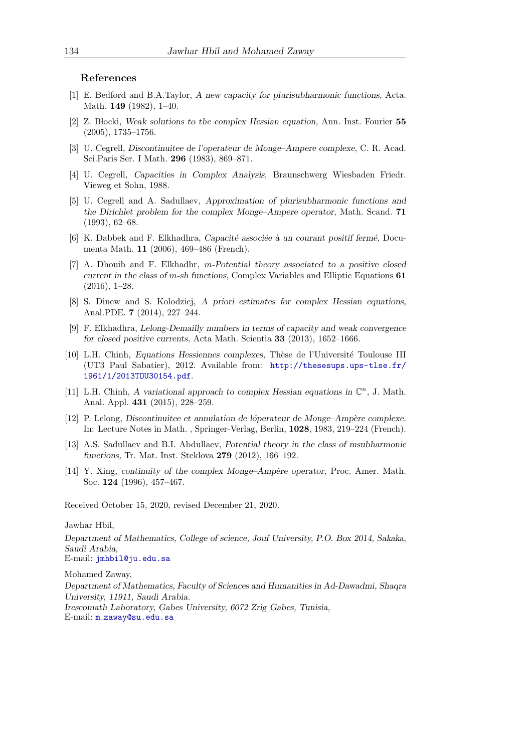## References

[1] E. Bedford and B.A.Taylor, *A new capacity for plurisubharmonic functions,* Acta. Math. **149** (1982), 1–40.

[2] Z. Błocki, *Weak solutions to the complex Hessian equation,* Ann. Inst. Fourier **55** (2005), 1735–1756.

[3] U. Cegrell, *Discontinuitee de l'operateur de Monge–Ampere complexe,* C. R. Acad. Sci.Paris Ser. I Math. **296** (1983), 869–871.

[4] U. Cegrell, *Capacities in Complex Analysis,* Braunschweg Wiesbaden Friedr. Vieweg et Sohn, 1988.

[5] U. Cegrell and A. Sadullaev, *Approximation of plurisubharmonic functions and the Dirichlet problem for the complex Monge–Ampere operator,* Math. Scand. **71** (1993), 62–68.

[6] K. Dabbek and F. Elkhadhra, *Capacité associée à un courant positif fermé*, Documenta Math. **11** (2006), 469–486 (French).

[7] A. Dhouib and F. Elkhadhr, *m-Potential theory associated to a positive closed current in the class of m-sh functions*, Complex Variables and Elliptic Equations **61** (2016), 1–28.

[8] S. Dinew and S. Kolodziej, *A priori estimates for complex Hessian equations,* Anal.PDE. **7** (2014), 227–244.

[9] F. Elkhadhra, *Lelong-Demailly numbers in terms of capacity and weak convergence for closed positive currents,* Acta Math. Scientia **33** (2013), 1652–1666.

[10] L.H. Chinh, *Equations Hessiennes complexes,* Thèse de l'Université Toulouse III (UT3 Paul Sabatier), 2012. Available from: http://thesesups.ups-tlse.fr/1961/1/2013TOU30154.pdf.

[11] L.H. Chinh, *A variational approach to complex Hessian equations in* $\mathbb{C}^n$, J. Math. Anal. Appl. **431** (2015), 228–259.

[12] P. Lelong, *Discontinuitee et annulation de lóperateur de Monge–Ampère complexe.* In: Lecture Notes in Math. , Springer-Verlag, Berlin, **1028**, 1983, 219–224 (French).

[13] A.S. Sadullaev and B.I. Abdullaev, *Potential theory in the class of msubharmonic functions,* Tr. Mat. Inst. Steklova **279** (2012), 166–192.

[14] Y. Xing, *continuity of the complex Monge–Ampère operator,* Proc. Amer. Math. Soc. **124** (1996), 457–467.

Received October 15, 2020, revised December 21, 2020.

Jawhar Hbil,

*Department of Mathematics, College of science, Jouf University, P.O. Box 2014, Sakaka, Saudi Arabia,*
E-mail: jmhbil@ju.edu.sa

Mohamed Zaway,

*Department of Mathematics, Faculty of Sciences and Humanities in Ad-Dawadmi, Shaqra University, 11911, Saudi Arabia.*
*Irescomath Laboratory, Gabes University, 6072 Zrig Gabes, Tunisia,*
E-mail: m_zaway@su.edu.sa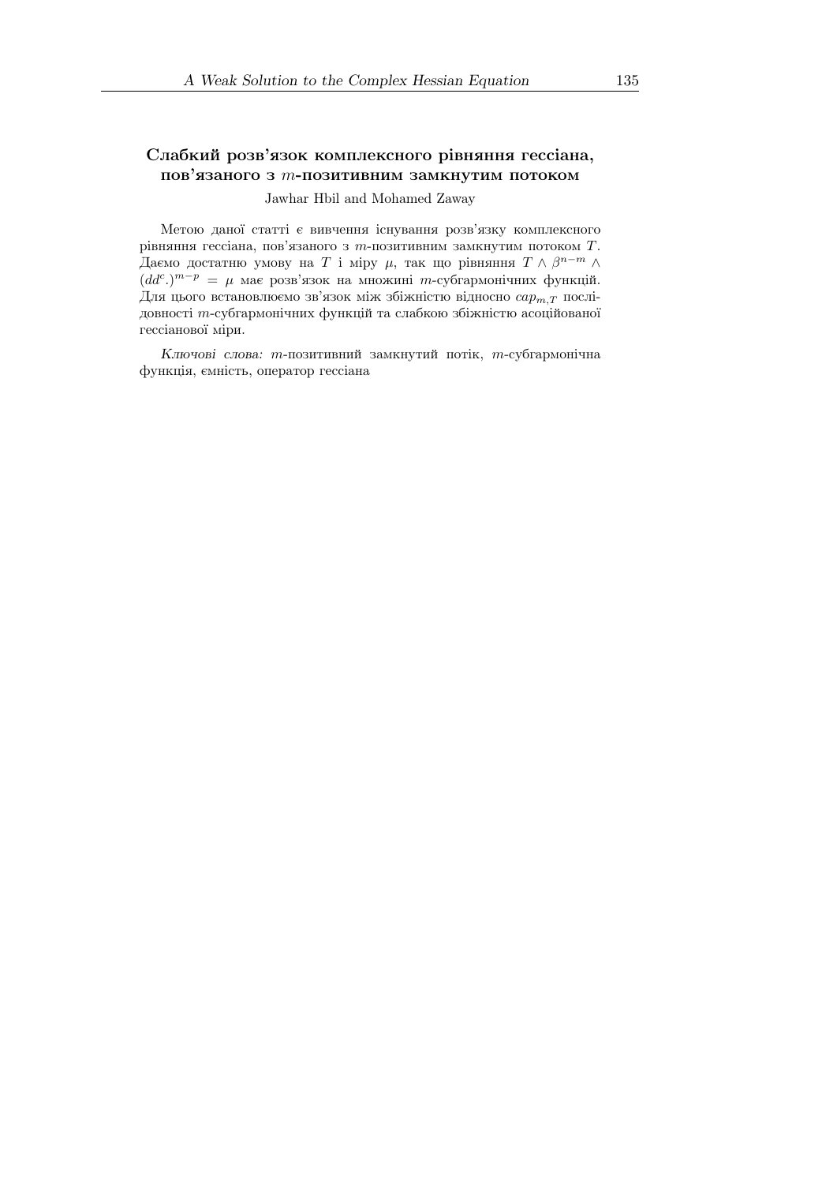## Слабкий розв'язок комплексного рівняння гессіана, пов'язаного з $m$-позитивним замкнутим потоком

Jawhar Hbil and Mohamed Zaway

Метою даної статті є вивчення існування розв'язку комплексного рівняння гессіана, пов'язаного з $m$-позитивним замкнутим потоком $T$. Даємо достатню умову на $T$ і міру $\mu$, так що рівняння $T \wedge \beta^{n-m} \wedge (dd^c.)^{m-p} = \mu$ має розв'язок на множині $m$-субгармонічних функцій. Для цього встановлюємо зв'язок між збіжністю відносно $cap_{m,T}$ послідовності $m$-субгармонічних функцій та слабкою збіжністю асоційованої гессіанової міри.

*Ключові слова:* $m$-позитивний замкнутий потік, $m$-субгармонічна функція, ємність, оператор гессіана